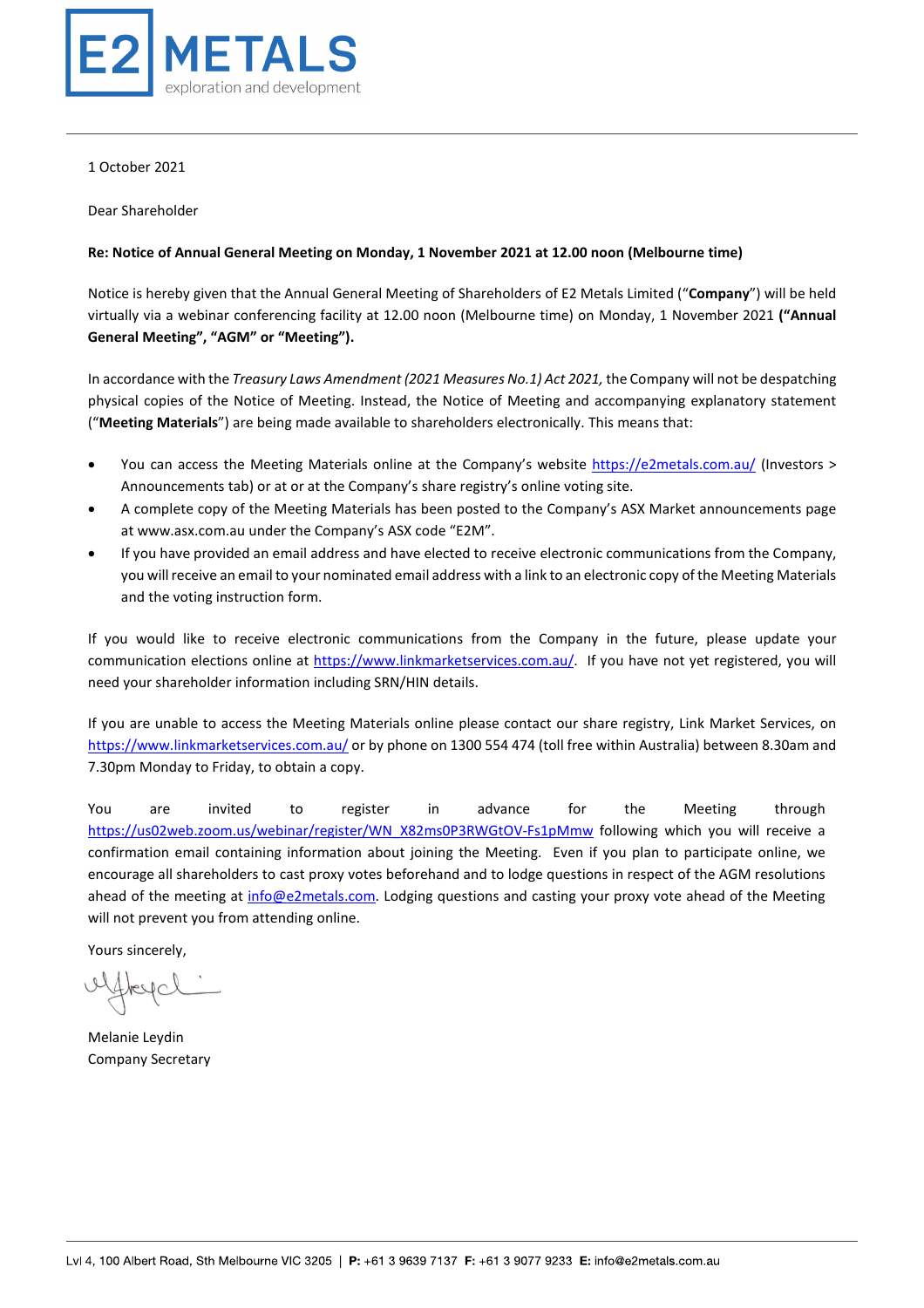E2 METALS
exploration and development

1 October 2021

Dear Shareholder

**Re: Notice of Annual General Meeting on Monday, 1 November 2021 at 12.00 noon (Melbourne time)**

Notice is hereby given that the Annual General Meeting of Shareholders of E2 Metals Limited ("**Company**") will be held virtually via a webinar conferencing facility at 12.00 noon (Melbourne time) on Monday, 1 November 2021 **("Annual General Meeting", "AGM" or "Meeting").**

In accordance with the *Treasury Laws Amendment (2021 Measures No.1) Act 2021,* the Company will not be despatching physical copies of the Notice of Meeting. Instead, the Notice of Meeting and accompanying explanatory statement ("**Meeting Materials**") are being made available to shareholders electronically. This means that:

- You can access the Meeting Materials online at the Company's website https://e2metals.com.au/ (Investors > Announcements tab) or at or at the Company's share registry's online voting site.
- A complete copy of the Meeting Materials has been posted to the Company's ASX Market announcements page at www.asx.com.au under the Company's ASX code "E2M".
- If you have provided an email address and have elected to receive electronic communications from the Company, you will receive an email to your nominated email address with a link to an electronic copy of the Meeting Materials and the voting instruction form.

If you would like to receive electronic communications from the Company in the future, please update your communication elections online at https://www.linkmarketservices.com.au/. If you have not yet registered, you will need your shareholder information including SRN/HIN details.

If you are unable to access the Meeting Materials online please contact our share registry, Link Market Services, on https://www.linkmarketservices.com.au/ or by phone on 1300 554 474 (toll free within Australia) between 8.30am and 7.30pm Monday to Friday, to obtain a copy.

You are invited to register in advance for the Meeting through https://us02web.zoom.us/webinar/register/WN_X82ms0P3RWGtOV-Fs1pMmw following which you will receive a confirmation email containing information about joining the Meeting. Even if you plan to participate online, we encourage all shareholders to cast proxy votes beforehand and to lodge questions in respect of the AGM resolutions ahead of the meeting at info@e2metals.com. Lodging questions and casting your proxy vote ahead of the Meeting will not prevent you from attending online.

Yours sincerely,

Melanie Leydin
Company Secretary

Lvl 4, 100 Albert Road, Sth Melbourne VIC 3205 | **P:** +61 3 9639 7137 **F:** +61 3 9077 9233 **E:** info@e2metals.com.au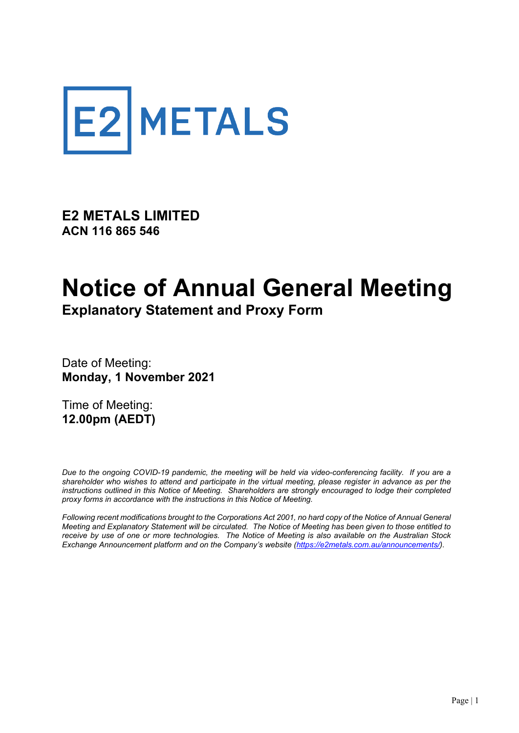# E2 METALS

**E2 METALS LIMITED**
**ACN 116 865 546**

# Notice of Annual General Meeting

## Explanatory Statement and Proxy Form

Date of Meeting:
**Monday, 1 November 2021**

Time of Meeting:
**12.00pm (AEDT)**

*Due to the ongoing COVID-19 pandemic, the meeting will be held via video-conferencing facility. If you are a shareholder who wishes to attend and participate in the virtual meeting, please register in advance as per the instructions outlined in this Notice of Meeting. Shareholders are strongly encouraged to lodge their completed proxy forms in accordance with the instructions in this Notice of Meeting.*

*Following recent modifications brought to the Corporations Act 2001, no hard copy of the Notice of Annual General Meeting and Explanatory Statement will be circulated. The Notice of Meeting has been given to those entitled to receive by use of one or more technologies. The Notice of Meeting is also available on the Australian Stock Exchange Announcement platform and on the Company's website (https://e2metals.com.au/announcements/).*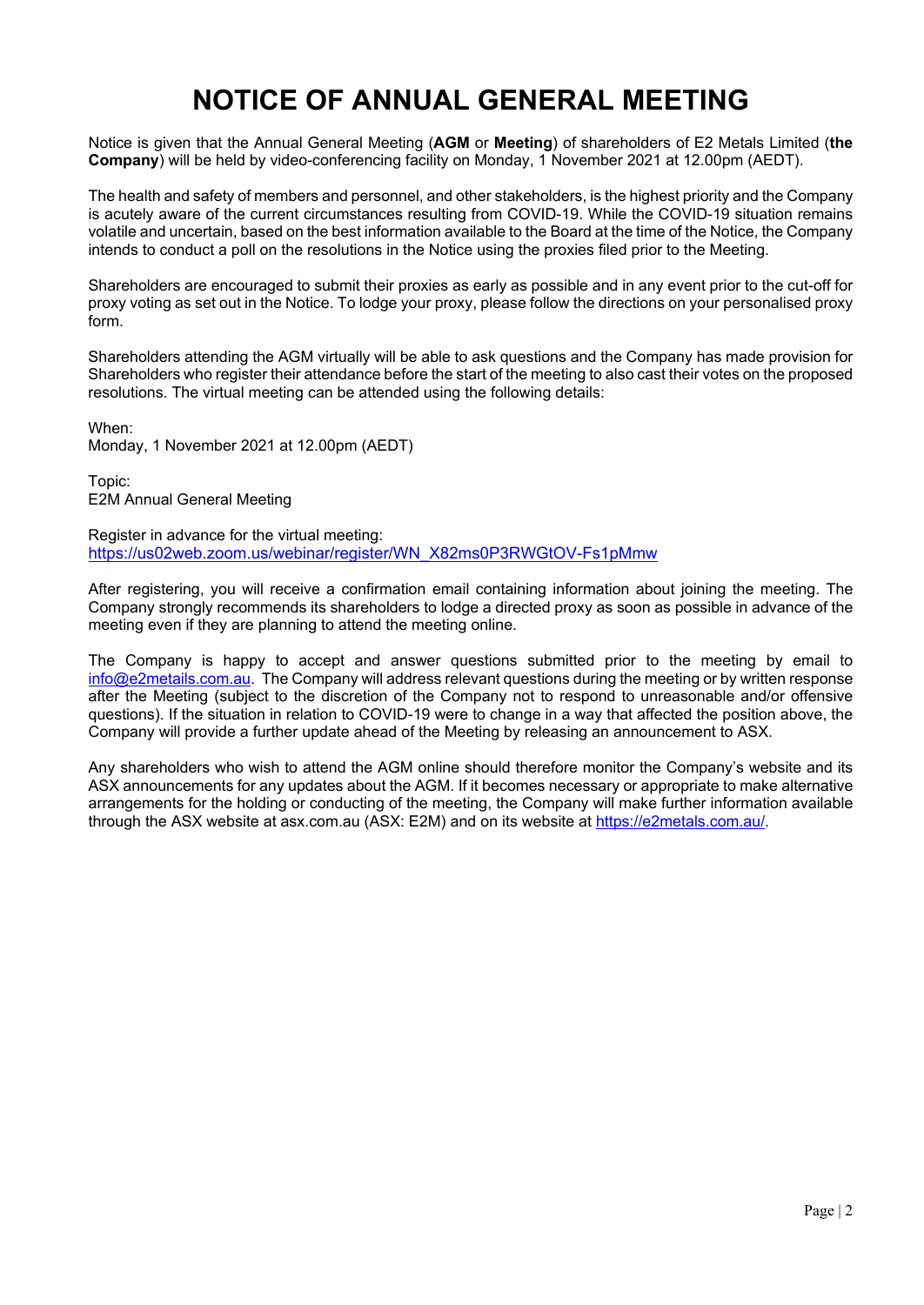# NOTICE OF ANNUAL GENERAL MEETING

Notice is given that the Annual General Meeting (**AGM** or **Meeting**) of shareholders of E2 Metals Limited (**the Company**) will be held by video-conferencing facility on Monday, 1 November 2021 at 12.00pm (AEDT).

The health and safety of members and personnel, and other stakeholders, is the highest priority and the Company is acutely aware of the current circumstances resulting from COVID-19. While the COVID-19 situation remains volatile and uncertain, based on the best information available to the Board at the time of the Notice, the Company intends to conduct a poll on the resolutions in the Notice using the proxies filed prior to the Meeting.

Shareholders are encouraged to submit their proxies as early as possible and in any event prior to the cut-off for proxy voting as set out in the Notice. To lodge your proxy, please follow the directions on your personalised proxy form.

Shareholders attending the AGM virtually will be able to ask questions and the Company has made provision for Shareholders who register their attendance before the start of the meeting to also cast their votes on the proposed resolutions. The virtual meeting can be attended using the following details:

When:
Monday, 1 November 2021 at 12.00pm (AEDT)

Topic:
E2M Annual General Meeting

Register in advance for the virtual meeting:
https://us02web.zoom.us/webinar/register/WN_X82ms0P3RWGtOV-Fs1pMmw

After registering, you will receive a confirmation email containing information about joining the meeting. The Company strongly recommends its shareholders to lodge a directed proxy as soon as possible in advance of the meeting even if they are planning to attend the meeting online.

The Company is happy to accept and answer questions submitted prior to the meeting by email to info@e2metails.com.au. The Company will address relevant questions during the meeting or by written response after the Meeting (subject to the discretion of the Company not to respond to unreasonable and/or offensive questions). If the situation in relation to COVID-19 were to change in a way that affected the position above, the Company will provide a further update ahead of the Meeting by releasing an announcement to ASX.

Any shareholders who wish to attend the AGM online should therefore monitor the Company's website and its ASX announcements for any updates about the AGM. If it becomes necessary or appropriate to make alternative arrangements for the holding or conducting of the meeting, the Company will make further information available through the ASX website at asx.com.au (ASX: E2M) and on its website at https://e2metals.com.au/.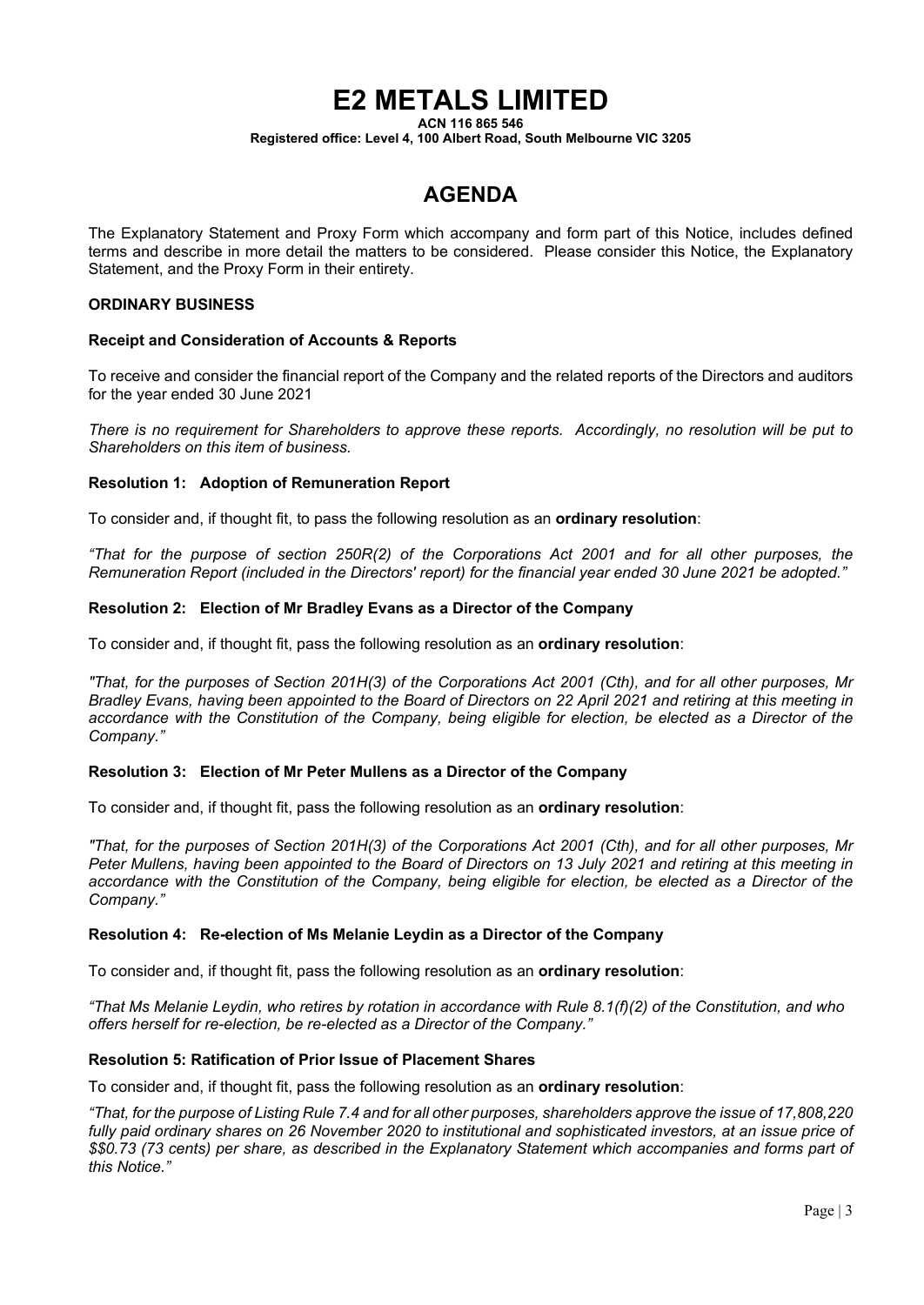# E2 METALS LIMITED

**ACN 116 865 546**

**Registered office: Level 4, 100 Albert Road, South Melbourne VIC 3205**

# AGENDA

The Explanatory Statement and Proxy Form which accompany and form part of this Notice, includes defined terms and describe in more detail the matters to be considered. Please consider this Notice, the Explanatory Statement, and the Proxy Form in their entirety.

**ORDINARY BUSINESS**

**Receipt and Consideration of Accounts & Reports**

To receive and consider the financial report of the Company and the related reports of the Directors and auditors for the year ended 30 June 2021

*There is no requirement for Shareholders to approve these reports. Accordingly, no resolution will be put to Shareholders on this item of business.*

**Resolution 1: Adoption of Remuneration Report**

To consider and, if thought fit, to pass the following resolution as an **ordinary resolution**:

*"That for the purpose of section 250R(2) of the Corporations Act 2001 and for all other purposes, the Remuneration Report (included in the Directors' report) for the financial year ended 30 June 2021 be adopted."*

**Resolution 2: Election of Mr Bradley Evans as a Director of the Company**

To consider and, if thought fit, pass the following resolution as an **ordinary resolution**:

*"That, for the purposes of Section 201H(3) of the Corporations Act 2001 (Cth), and for all other purposes, Mr Bradley Evans, having been appointed to the Board of Directors on 22 April 2021 and retiring at this meeting in accordance with the Constitution of the Company, being eligible for election, be elected as a Director of the Company."*

**Resolution 3: Election of Mr Peter Mullens as a Director of the Company**

To consider and, if thought fit, pass the following resolution as an **ordinary resolution**:

*"That, for the purposes of Section 201H(3) of the Corporations Act 2001 (Cth), and for all other purposes, Mr Peter Mullens, having been appointed to the Board of Directors on 13 July 2021 and retiring at this meeting in accordance with the Constitution of the Company, being eligible for election, be elected as a Director of the Company."*

**Resolution 4: Re-election of Ms Melanie Leydin as a Director of the Company**

To consider and, if thought fit, pass the following resolution as an **ordinary resolution**:

*"That Ms Melanie Leydin, who retires by rotation in accordance with Rule 8.1(f)(2) of the Constitution, and who offers herself for re-election, be re-elected as a Director of the Company."*

**Resolution 5: Ratification of Prior Issue of Placement Shares**

To consider and, if thought fit, pass the following resolution as an **ordinary resolution**:

*"That, for the purpose of Listing Rule 7.4 and for all other purposes, shareholders approve the issue of 17,808,220 fully paid ordinary shares on 26 November 2020 to institutional and sophisticated investors, at an issue price of $$0.73 (73 cents) per share, as described in the Explanatory Statement which accompanies and forms part of this Notice."*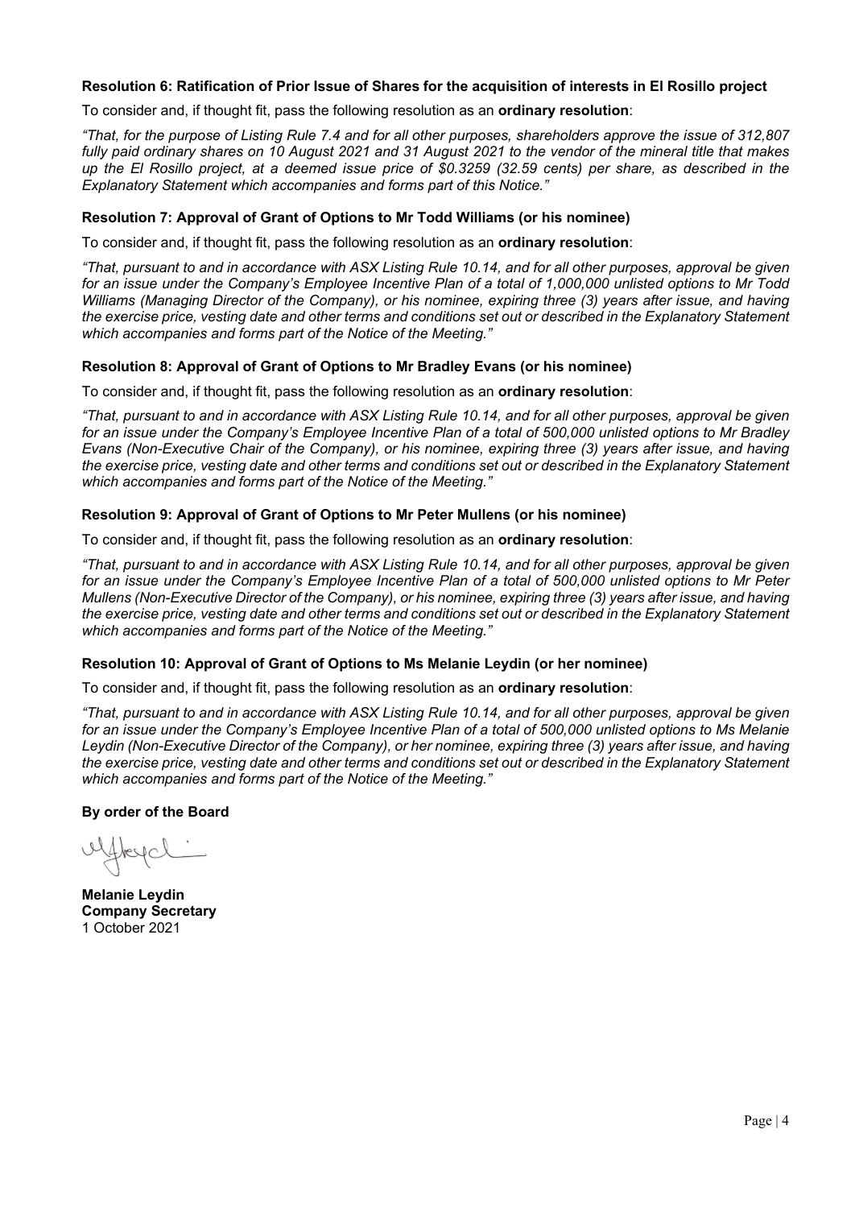### Resolution 6: Ratification of Prior Issue of Shares for the acquisition of interests in El Rosillo project

To consider and, if thought fit, pass the following resolution as an **ordinary resolution**:

*"That, for the purpose of Listing Rule 7.4 and for all other purposes, shareholders approve the issue of 312,807 fully paid ordinary shares on 10 August 2021 and 31 August 2021 to the vendor of the mineral title that makes up the El Rosillo project, at a deemed issue price of $0.3259 (32.59 cents) per share, as described in the Explanatory Statement which accompanies and forms part of this Notice."*

### Resolution 7: Approval of Grant of Options to Mr Todd Williams (or his nominee)

To consider and, if thought fit, pass the following resolution as an **ordinary resolution**:

*"That, pursuant to and in accordance with ASX Listing Rule 10.14, and for all other purposes, approval be given for an issue under the Company's Employee Incentive Plan of a total of 1,000,000 unlisted options to Mr Todd Williams (Managing Director of the Company), or his nominee, expiring three (3) years after issue, and having the exercise price, vesting date and other terms and conditions set out or described in the Explanatory Statement which accompanies and forms part of the Notice of the Meeting."*

### Resolution 8: Approval of Grant of Options to Mr Bradley Evans (or his nominee)

To consider and, if thought fit, pass the following resolution as an **ordinary resolution**:

*"That, pursuant to and in accordance with ASX Listing Rule 10.14, and for all other purposes, approval be given for an issue under the Company's Employee Incentive Plan of a total of 500,000 unlisted options to Mr Bradley Evans (Non-Executive Chair of the Company), or his nominee, expiring three (3) years after issue, and having the exercise price, vesting date and other terms and conditions set out or described in the Explanatory Statement which accompanies and forms part of the Notice of the Meeting."*

### Resolution 9: Approval of Grant of Options to Mr Peter Mullens (or his nominee)

To consider and, if thought fit, pass the following resolution as an **ordinary resolution**:

*"That, pursuant to and in accordance with ASX Listing Rule 10.14, and for all other purposes, approval be given for an issue under the Company's Employee Incentive Plan of a total of 500,000 unlisted options to Mr Peter Mullens (Non-Executive Director of the Company), or his nominee, expiring three (3) years after issue, and having the exercise price, vesting date and other terms and conditions set out or described in the Explanatory Statement which accompanies and forms part of the Notice of the Meeting."*

### Resolution 10: Approval of Grant of Options to Ms Melanie Leydin (or her nominee)

To consider and, if thought fit, pass the following resolution as an **ordinary resolution**:

*"That, pursuant to and in accordance with ASX Listing Rule 10.14, and for all other purposes, approval be given for an issue under the Company's Employee Incentive Plan of a total of 500,000 unlisted options to Ms Melanie Leydin (Non-Executive Director of the Company), or her nominee, expiring three (3) years after issue, and having the exercise price, vesting date and other terms and conditions set out or described in the Explanatory Statement which accompanies and forms part of the Notice of the Meeting."*

**By order of the Board**

**Melanie Leydin**
**Company Secretary**
1 October 2021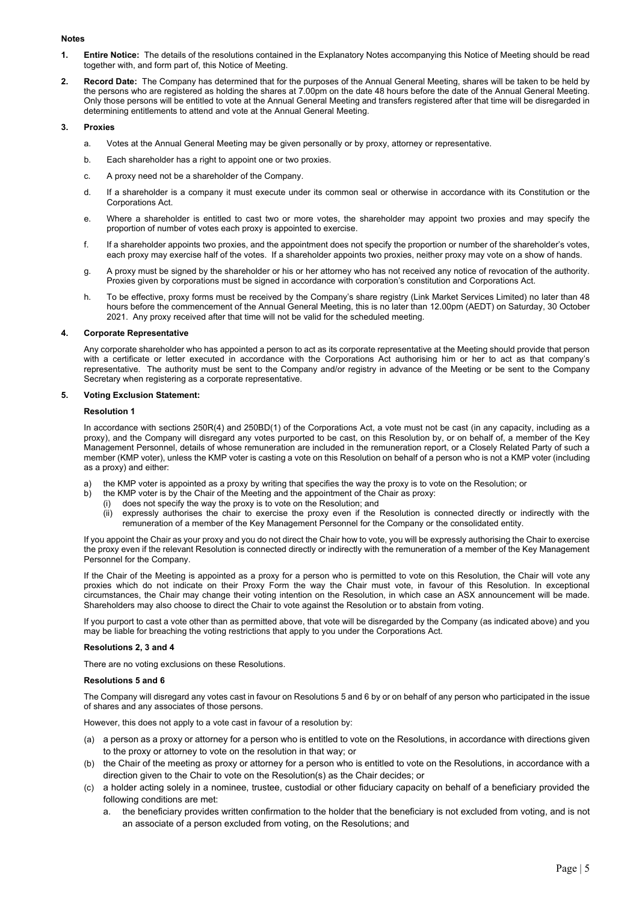**Notes**

1. **Entire Notice:** The details of the resolutions contained in the Explanatory Notes accompanying this Notice of Meeting should be read together with, and form part of, this Notice of Meeting.

2. **Record Date:** The Company has determined that for the purposes of the Annual General Meeting, shares will be taken to be held by the persons who are registered as holding the shares at 7.00pm on the date 48 hours before the date of the Annual General Meeting. Only those persons will be entitled to vote at the Annual General Meeting and transfers registered after that time will be disregarded in determining entitlements to attend and vote at the Annual General Meeting.

3. **Proxies**

   a. Votes at the Annual General Meeting may be given personally or by proxy, attorney or representative.

   b. Each shareholder has a right to appoint one or two proxies.

   c. A proxy need not be a shareholder of the Company.

   d. If a shareholder is a company it must execute under its common seal or otherwise in accordance with its Constitution or the Corporations Act.

   e. Where a shareholder is entitled to cast two or more votes, the shareholder may appoint two proxies and may specify the proportion of number of votes each proxy is appointed to exercise.

   f. If a shareholder appoints two proxies, and the appointment does not specify the proportion or number of the shareholder's votes, each proxy may exercise half of the votes. If a shareholder appoints two proxies, neither proxy may vote on a show of hands.

   g. A proxy must be signed by the shareholder or his or her attorney who has not received any notice of revocation of the authority. Proxies given by corporations must be signed in accordance with corporation's constitution and Corporations Act.

   h. To be effective, proxy forms must be received by the Company's share registry (Link Market Services Limited) no later than 48 hours before the commencement of the Annual General Meeting, this is no later than 12.00pm (AEDT) on Saturday, 30 October 2021. Any proxy received after that time will not be valid for the scheduled meeting.

4. **Corporate Representative**

   Any corporate shareholder who has appointed a person to act as its corporate representative at the Meeting should provide that person with a certificate or letter executed in accordance with the Corporations Act authorising him or her to act as that company's representative. The authority must be sent to the Company and/or registry in advance of the Meeting or be sent to the Company Secretary when registering as a corporate representative.

5. **Voting Exclusion Statement:**

   **Resolution 1**

   In accordance with sections 250R(4) and 250BD(1) of the Corporations Act, a vote must not be cast (in any capacity, including as a proxy), and the Company will disregard any votes purported to be cast, on this Resolution by, or on behalf of, a member of the Key Management Personnel, details of whose remuneration are included in the remuneration report, or a Closely Related Party of such a member (KMP voter), unless the KMP voter is casting a vote on this Resolution on behalf of a person who is not a KMP voter (including as a proxy) and either:

   a) the KMP voter is appointed as a proxy by writing that specifies the way the proxy is to vote on the Resolution; or
   b) the KMP voter is by the Chair of the Meeting and the appointment of the Chair as proxy:
      (i) does not specify the way the proxy is to vote on the Resolution; and
      (ii) expressly authorises the chair to exercise the proxy even if the Resolution is connected directly or indirectly with the remuneration of a member of the Key Management Personnel for the Company or the consolidated entity.

   If you appoint the Chair as your proxy and you do not direct the Chair how to vote, you will be expressly authorising the Chair to exercise the proxy even if the relevant Resolution is connected directly or indirectly with the remuneration of a member of the Key Management Personnel for the Company.

   If the Chair of the Meeting is appointed as a proxy for a person who is permitted to vote on this Resolution, the Chair will vote any proxies which do not indicate on their Proxy Form the way the Chair must vote, in favour of this Resolution. In exceptional circumstances, the Chair may change their voting intention on the Resolution, in which case an ASX announcement will be made. Shareholders may also choose to direct the Chair to vote against the Resolution or to abstain from voting.

   If you purport to cast a vote other than as permitted above, that vote will be disregarded by the Company (as indicated above) and you may be liable for breaching the voting restrictions that apply to you under the Corporations Act.

   **Resolutions 2, 3 and 4**

   There are no voting exclusions on these Resolutions.

   **Resolutions 5 and 6**

   The Company will disregard any votes cast in favour on Resolutions 5 and 6 by or on behalf of any person who participated in the issue of shares and any associates of those persons.

   However, this does not apply to a vote cast in favour of a resolution by:

   (a) a person as a proxy or attorney for a person who is entitled to vote on the Resolutions, in accordance with directions given to the proxy or attorney to vote on the resolution in that way; or
   (b) the Chair of the meeting as proxy or attorney for a person who is entitled to vote on the Resolutions, in accordance with a direction given to the Chair to vote on the Resolution(s) as the Chair decides; or
   (c) a holder acting solely in a nominee, trustee, custodial or other fiduciary capacity on behalf of a beneficiary provided the following conditions are met:
      a. the beneficiary provides written confirmation to the holder that the beneficiary is not excluded from voting, and is not an associate of a person excluded from voting, on the Resolutions; and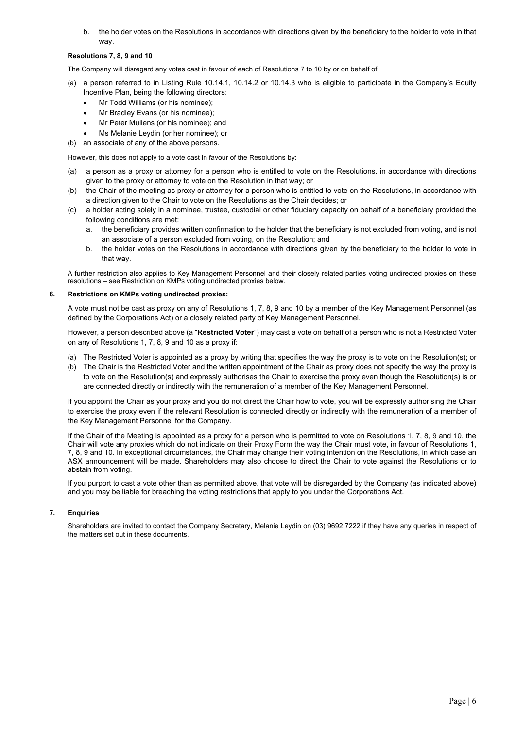b. the holder votes on the Resolutions in accordance with directions given by the beneficiary to the holder to vote in that way.

**Resolutions 7, 8, 9 and 10**

The Company will disregard any votes cast in favour of each of Resolutions 7 to 10 by or on behalf of:

(a) a person referred to in Listing Rule 10.14.1, 10.14.2 or 10.14.3 who is eligible to participate in the Company's Equity Incentive Plan, being the following directors:
   - Mr Todd Williams (or his nominee);
   - Mr Bradley Evans (or his nominee);
   - Mr Peter Mullens (or his nominee); and
   - Ms Melanie Leydin (or her nominee); or

(b) an associate of any of the above persons.

However, this does not apply to a vote cast in favour of the Resolutions by:

(a) a person as a proxy or attorney for a person who is entitled to vote on the Resolutions, in accordance with directions given to the proxy or attorney to vote on the Resolution in that way; or

(b) the Chair of the meeting as proxy or attorney for a person who is entitled to vote on the Resolutions, in accordance with a direction given to the Chair to vote on the Resolutions as the Chair decides; or

(c) a holder acting solely in a nominee, trustee, custodial or other fiduciary capacity on behalf of a beneficiary provided the following conditions are met:
   a. the beneficiary provides written confirmation to the holder that the beneficiary is not excluded from voting, and is not an associate of a person excluded from voting, on the Resolution; and
   b. the holder votes on the Resolutions in accordance with directions given by the beneficiary to the holder to vote in that way.

A further restriction also applies to Key Management Personnel and their closely related parties voting undirected proxies on these resolutions – see Restriction on KMPs voting undirected proxies below.

**6. Restrictions on KMPs voting undirected proxies:**

A vote must not be cast as proxy on any of Resolutions 1, 7, 8, 9 and 10 by a member of the Key Management Personnel (as defined by the Corporations Act) or a closely related party of Key Management Personnel.

However, a person described above (a "**Restricted Voter**") may cast a vote on behalf of a person who is not a Restricted Voter on any of Resolutions 1, 7, 8, 9 and 10 as a proxy if:

(a) The Restricted Voter is appointed as a proxy by writing that specifies the way the proxy is to vote on the Resolution(s); or

(b) The Chair is the Restricted Voter and the written appointment of the Chair as proxy does not specify the way the proxy is to vote on the Resolution(s) and expressly authorises the Chair to exercise the proxy even though the Resolution(s) is or are connected directly or indirectly with the remuneration of a member of the Key Management Personnel.

If you appoint the Chair as your proxy and you do not direct the Chair how to vote, you will be expressly authorising the Chair to exercise the proxy even if the relevant Resolution is connected directly or indirectly with the remuneration of a member of the Key Management Personnel for the Company.

If the Chair of the Meeting is appointed as a proxy for a person who is permitted to vote on Resolutions 1, 7, 8, 9 and 10, the Chair will vote any proxies which do not indicate on their Proxy Form the way the Chair must vote, in favour of Resolutions 1, 7, 8, 9 and 10. In exceptional circumstances, the Chair may change their voting intention on the Resolutions, in which case an ASX announcement will be made. Shareholders may also choose to direct the Chair to vote against the Resolutions or to abstain from voting.

If you purport to cast a vote other than as permitted above, that vote will be disregarded by the Company (as indicated above) and you may be liable for breaching the voting restrictions that apply to you under the Corporations Act.

**7. Enquiries**

Shareholders are invited to contact the Company Secretary, Melanie Leydin on (03) 9692 7222 if they have any queries in respect of the matters set out in these documents.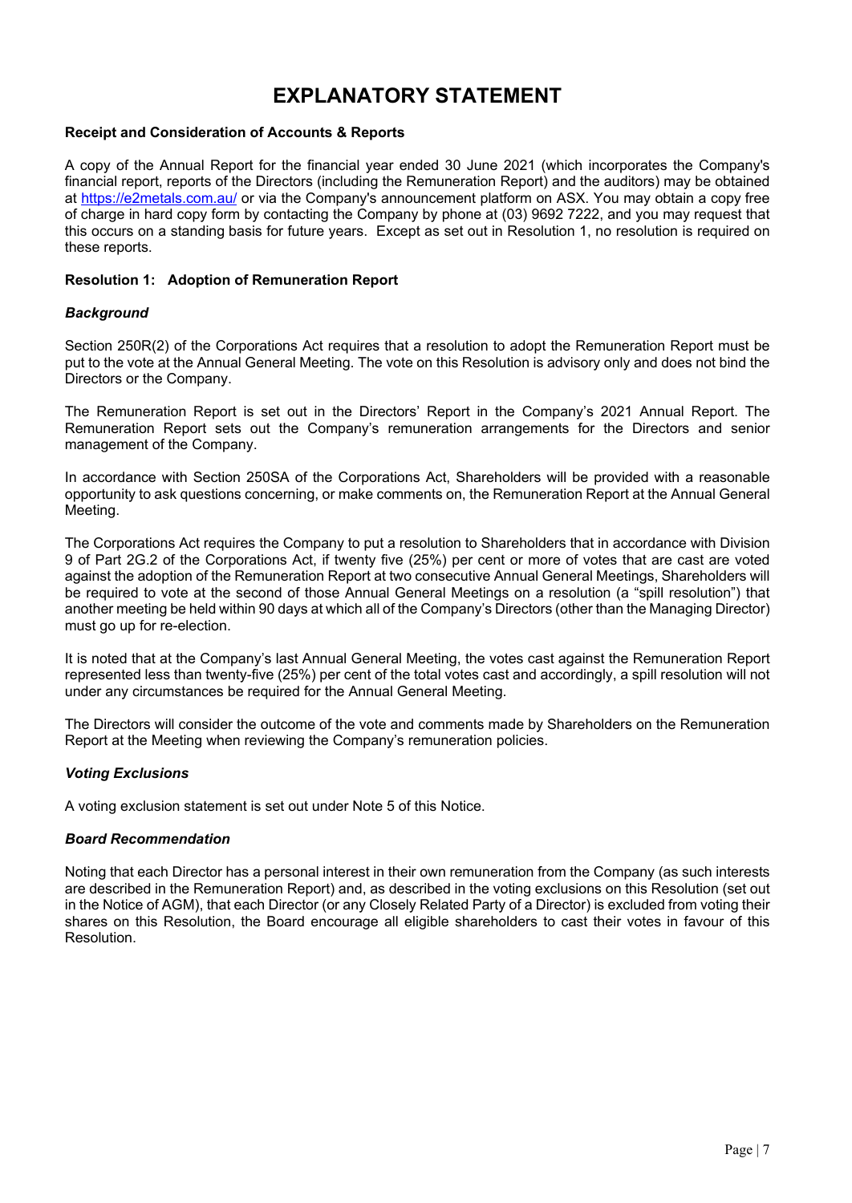# EXPLANATORY STATEMENT

**Receipt and Consideration of Accounts & Reports**

A copy of the Annual Report for the financial year ended 30 June 2021 (which incorporates the Company's financial report, reports of the Directors (including the Remuneration Report) and the auditors) may be obtained at https://e2metals.com.au/ or via the Company's announcement platform on ASX. You may obtain a copy free of charge in hard copy form by contacting the Company by phone at (03) 9692 7222, and you may request that this occurs on a standing basis for future years. Except as set out in Resolution 1, no resolution is required on these reports.

**Resolution 1: Adoption of Remuneration Report**

***Background***

Section 250R(2) of the Corporations Act requires that a resolution to adopt the Remuneration Report must be put to the vote at the Annual General Meeting. The vote on this Resolution is advisory only and does not bind the Directors or the Company.

The Remuneration Report is set out in the Directors' Report in the Company's 2021 Annual Report. The Remuneration Report sets out the Company's remuneration arrangements for the Directors and senior management of the Company.

In accordance with Section 250SA of the Corporations Act, Shareholders will be provided with a reasonable opportunity to ask questions concerning, or make comments on, the Remuneration Report at the Annual General Meeting.

The Corporations Act requires the Company to put a resolution to Shareholders that in accordance with Division 9 of Part 2G.2 of the Corporations Act, if twenty five (25%) per cent or more of votes that are cast are voted against the adoption of the Remuneration Report at two consecutive Annual General Meetings, Shareholders will be required to vote at the second of those Annual General Meetings on a resolution (a "spill resolution") that another meeting be held within 90 days at which all of the Company's Directors (other than the Managing Director) must go up for re-election.

It is noted that at the Company's last Annual General Meeting, the votes cast against the Remuneration Report represented less than twenty-five (25%) per cent of the total votes cast and accordingly, a spill resolution will not under any circumstances be required for the Annual General Meeting.

The Directors will consider the outcome of the vote and comments made by Shareholders on the Remuneration Report at the Meeting when reviewing the Company's remuneration policies.

***Voting Exclusions***

A voting exclusion statement is set out under Note 5 of this Notice.

***Board Recommendation***

Noting that each Director has a personal interest in their own remuneration from the Company (as such interests are described in the Remuneration Report) and, as described in the voting exclusions on this Resolution (set out in the Notice of AGM), that each Director (or any Closely Related Party of a Director) is excluded from voting their shares on this Resolution, the Board encourage all eligible shareholders to cast their votes in favour of this Resolution.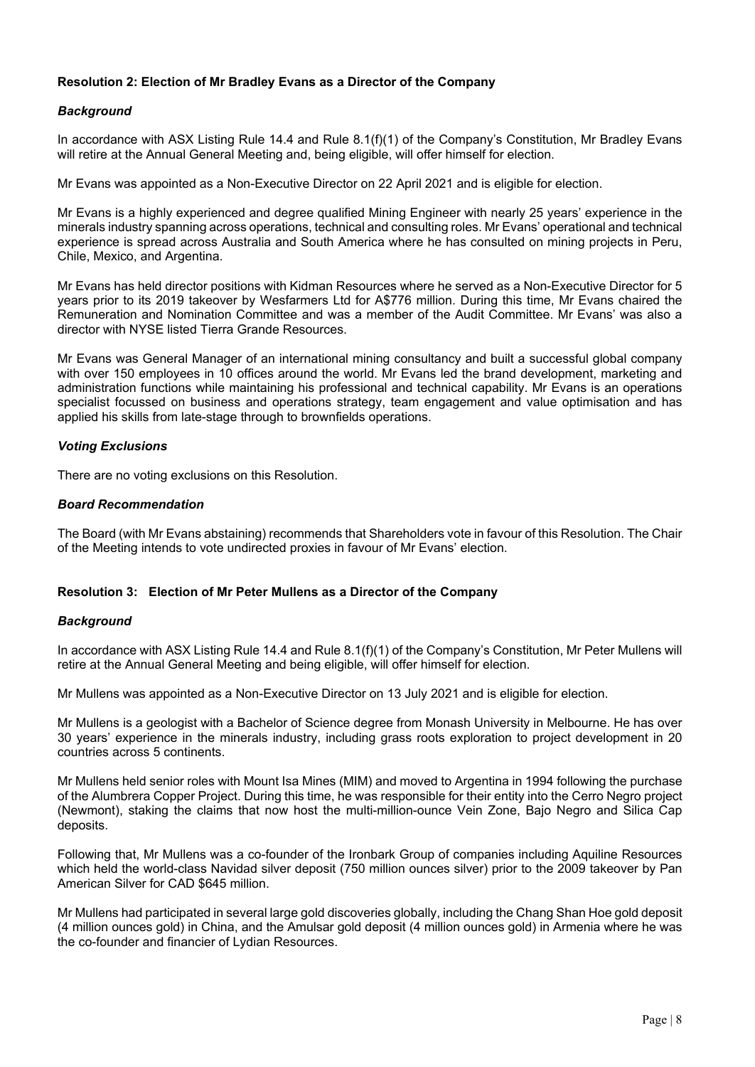### Resolution 2: Election of Mr Bradley Evans as a Director of the Company

#### *Background*

In accordance with ASX Listing Rule 14.4 and Rule 8.1(f)(1) of the Company's Constitution, Mr Bradley Evans will retire at the Annual General Meeting and, being eligible, will offer himself for election.

Mr Evans was appointed as a Non-Executive Director on 22 April 2021 and is eligible for election.

Mr Evans is a highly experienced and degree qualified Mining Engineer with nearly 25 years' experience in the minerals industry spanning across operations, technical and consulting roles. Mr Evans' operational and technical experience is spread across Australia and South America where he has consulted on mining projects in Peru, Chile, Mexico, and Argentina.

Mr Evans has held director positions with Kidman Resources where he served as a Non-Executive Director for 5 years prior to its 2019 takeover by Wesfarmers Ltd for A$776 million. During this time, Mr Evans chaired the Remuneration and Nomination Committee and was a member of the Audit Committee. Mr Evans' was also a director with NYSE listed Tierra Grande Resources.

Mr Evans was General Manager of an international mining consultancy and built a successful global company with over 150 employees in 10 offices around the world. Mr Evans led the brand development, marketing and administration functions while maintaining his professional and technical capability. Mr Evans is an operations specialist focussed on business and operations strategy, team engagement and value optimisation and has applied his skills from late-stage through to brownfields operations.

#### *Voting Exclusions*

There are no voting exclusions on this Resolution.

#### *Board Recommendation*

The Board (with Mr Evans abstaining) recommends that Shareholders vote in favour of this Resolution. The Chair of the Meeting intends to vote undirected proxies in favour of Mr Evans' election.

### Resolution 3: Election of Mr Peter Mullens as a Director of the Company

#### *Background*

In accordance with ASX Listing Rule 14.4 and Rule 8.1(f)(1) of the Company's Constitution, Mr Peter Mullens will retire at the Annual General Meeting and being eligible, will offer himself for election.

Mr Mullens was appointed as a Non-Executive Director on 13 July 2021 and is eligible for election.

Mr Mullens is a geologist with a Bachelor of Science degree from Monash University in Melbourne. He has over 30 years' experience in the minerals industry, including grass roots exploration to project development in 20 countries across 5 continents.

Mr Mullens held senior roles with Mount Isa Mines (MIM) and moved to Argentina in 1994 following the purchase of the Alumbrera Copper Project. During this time, he was responsible for their entity into the Cerro Negro project (Newmont), staking the claims that now host the multi-million-ounce Vein Zone, Bajo Negro and Silica Cap deposits.

Following that, Mr Mullens was a co-founder of the Ironbark Group of companies including Aquiline Resources which held the world-class Navidad silver deposit (750 million ounces silver) prior to the 2009 takeover by Pan American Silver for CAD $645 million.

Mr Mullens had participated in several large gold discoveries globally, including the Chang Shan Hoe gold deposit (4 million ounces gold) in China, and the Amulsar gold deposit (4 million ounces gold) in Armenia where he was the co-founder and financier of Lydian Resources.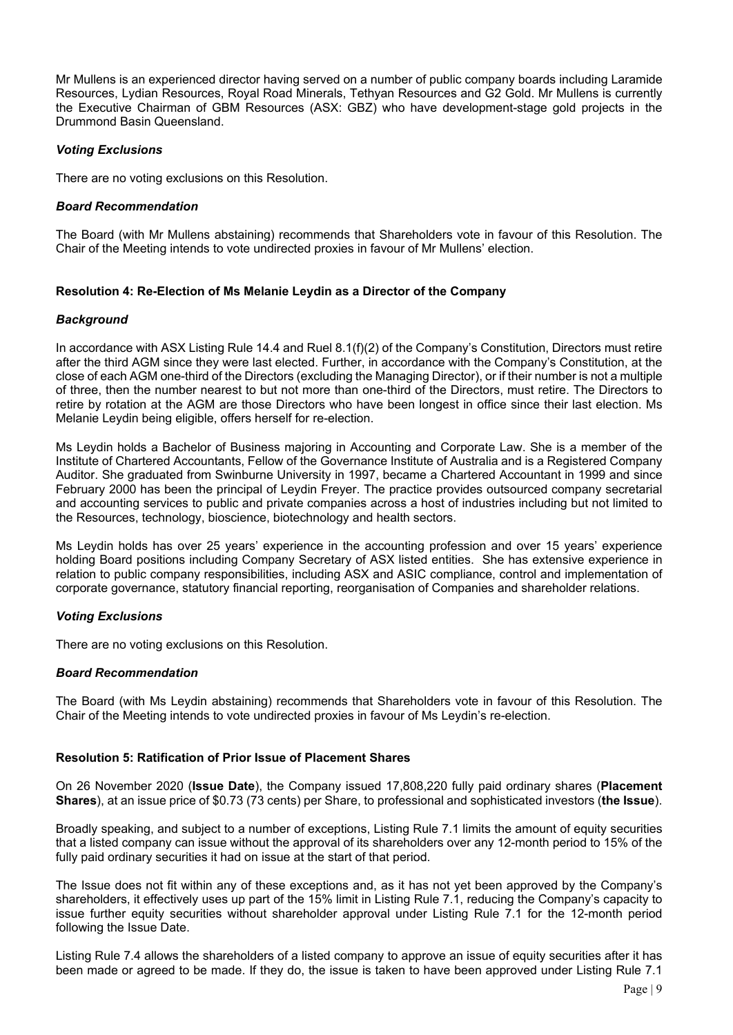Mr Mullens is an experienced director having served on a number of public company boards including Laramide Resources, Lydian Resources, Royal Road Minerals, Tethyan Resources and G2 Gold. Mr Mullens is currently the Executive Chairman of GBM Resources (ASX: GBZ) who have development-stage gold projects in the Drummond Basin Queensland.

***Voting Exclusions***

There are no voting exclusions on this Resolution.

***Board Recommendation***

The Board (with Mr Mullens abstaining) recommends that Shareholders vote in favour of this Resolution. The Chair of the Meeting intends to vote undirected proxies in favour of Mr Mullens' election.

**Resolution 4: Re-Election of Ms Melanie Leydin as a Director of the Company**

***Background***

In accordance with ASX Listing Rule 14.4 and Ruel 8.1(f)(2) of the Company's Constitution, Directors must retire after the third AGM since they were last elected. Further, in accordance with the Company's Constitution, at the close of each AGM one-third of the Directors (excluding the Managing Director), or if their number is not a multiple of three, then the number nearest to but not more than one-third of the Directors, must retire. The Directors to retire by rotation at the AGM are those Directors who have been longest in office since their last election. Ms Melanie Leydin being eligible, offers herself for re-election.

Ms Leydin holds a Bachelor of Business majoring in Accounting and Corporate Law. She is a member of the Institute of Chartered Accountants, Fellow of the Governance Institute of Australia and is a Registered Company Auditor. She graduated from Swinburne University in 1997, became a Chartered Accountant in 1999 and since February 2000 has been the principal of Leydin Freyer. The practice provides outsourced company secretarial and accounting services to public and private companies across a host of industries including but not limited to the Resources, technology, bioscience, biotechnology and health sectors.

Ms Leydin holds has over 25 years' experience in the accounting profession and over 15 years' experience holding Board positions including Company Secretary of ASX listed entities. She has extensive experience in relation to public company responsibilities, including ASX and ASIC compliance, control and implementation of corporate governance, statutory financial reporting, reorganisation of Companies and shareholder relations.

***Voting Exclusions***

There are no voting exclusions on this Resolution.

***Board Recommendation***

The Board (with Ms Leydin abstaining) recommends that Shareholders vote in favour of this Resolution. The Chair of the Meeting intends to vote undirected proxies in favour of Ms Leydin's re-election.

**Resolution 5: Ratification of Prior Issue of Placement Shares**

On 26 November 2020 (**Issue Date**), the Company issued 17,808,220 fully paid ordinary shares (**Placement Shares**), at an issue price of $0.73 (73 cents) per Share, to professional and sophisticated investors (**the Issue**).

Broadly speaking, and subject to a number of exceptions, Listing Rule 7.1 limits the amount of equity securities that a listed company can issue without the approval of its shareholders over any 12-month period to 15% of the fully paid ordinary securities it had on issue at the start of that period.

The Issue does not fit within any of these exceptions and, as it has not yet been approved by the Company's shareholders, it effectively uses up part of the 15% limit in Listing Rule 7.1, reducing the Company's capacity to issue further equity securities without shareholder approval under Listing Rule 7.1 for the 12-month period following the Issue Date.

Listing Rule 7.4 allows the shareholders of a listed company to approve an issue of equity securities after it has been made or agreed to be made. If they do, the issue is taken to have been approved under Listing Rule 7.1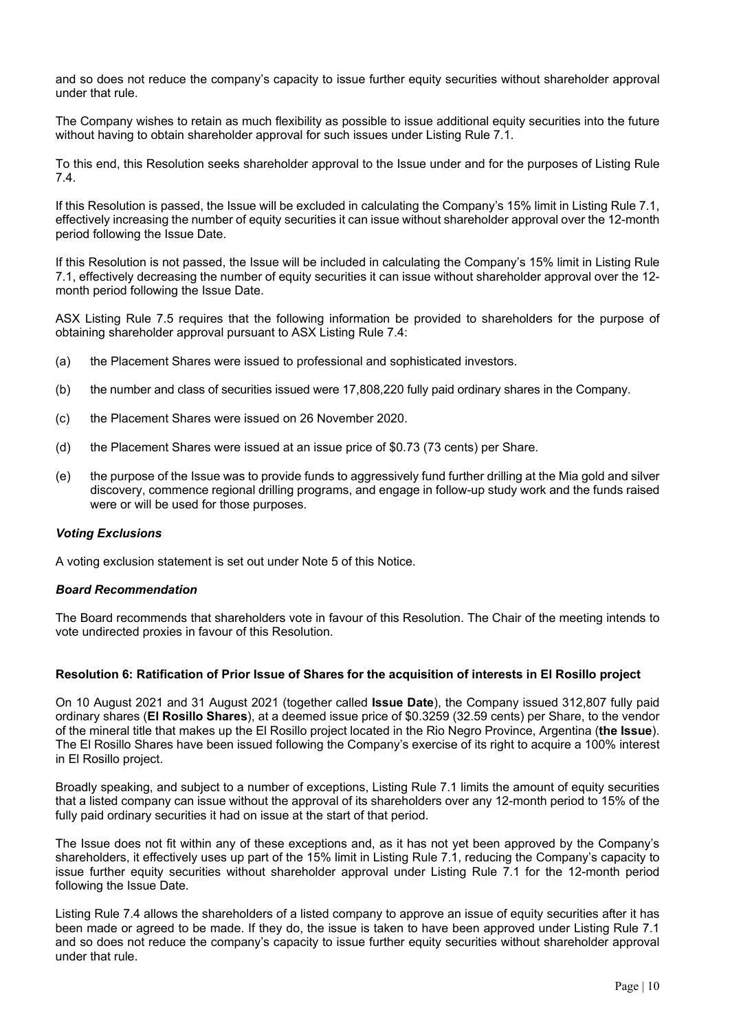and so does not reduce the company's capacity to issue further equity securities without shareholder approval under that rule.

The Company wishes to retain as much flexibility as possible to issue additional equity securities into the future without having to obtain shareholder approval for such issues under Listing Rule 7.1.

To this end, this Resolution seeks shareholder approval to the Issue under and for the purposes of Listing Rule 7.4.

If this Resolution is passed, the Issue will be excluded in calculating the Company's 15% limit in Listing Rule 7.1, effectively increasing the number of equity securities it can issue without shareholder approval over the 12-month period following the Issue Date.

If this Resolution is not passed, the Issue will be included in calculating the Company's 15% limit in Listing Rule 7.1, effectively decreasing the number of equity securities it can issue without shareholder approval over the 12-month period following the Issue Date.

ASX Listing Rule 7.5 requires that the following information be provided to shareholders for the purpose of obtaining shareholder approval pursuant to ASX Listing Rule 7.4:

(a) the Placement Shares were issued to professional and sophisticated investors.

(b) the number and class of securities issued were 17,808,220 fully paid ordinary shares in the Company.

(c) the Placement Shares were issued on 26 November 2020.

(d) the Placement Shares were issued at an issue price of $0.73 (73 cents) per Share.

(e) the purpose of the Issue was to provide funds to aggressively fund further drilling at the Mia gold and silver discovery, commence regional drilling programs, and engage in follow-up study work and the funds raised were or will be used for those purposes.

***Voting Exclusions***

A voting exclusion statement is set out under Note 5 of this Notice.

***Board Recommendation***

The Board recommends that shareholders vote in favour of this Resolution. The Chair of the meeting intends to vote undirected proxies in favour of this Resolution.

**Resolution 6: Ratification of Prior Issue of Shares for the acquisition of interests in El Rosillo project**

On 10 August 2021 and 31 August 2021 (together called **Issue Date**), the Company issued 312,807 fully paid ordinary shares (**El Rosillo Shares**), at a deemed issue price of $0.3259 (32.59 cents) per Share, to the vendor of the mineral title that makes up the El Rosillo project located in the Rio Negro Province, Argentina (**the Issue**). The El Rosillo Shares have been issued following the Company's exercise of its right to acquire a 100% interest in El Rosillo project.

Broadly speaking, and subject to a number of exceptions, Listing Rule 7.1 limits the amount of equity securities that a listed company can issue without the approval of its shareholders over any 12-month period to 15% of the fully paid ordinary securities it had on issue at the start of that period.

The Issue does not fit within any of these exceptions and, as it has not yet been approved by the Company's shareholders, it effectively uses up part of the 15% limit in Listing Rule 7.1, reducing the Company's capacity to issue further equity securities without shareholder approval under Listing Rule 7.1 for the 12-month period following the Issue Date.

Listing Rule 7.4 allows the shareholders of a listed company to approve an issue of equity securities after it has been made or agreed to be made. If they do, the issue is taken to have been approved under Listing Rule 7.1 and so does not reduce the company's capacity to issue further equity securities without shareholder approval under that rule.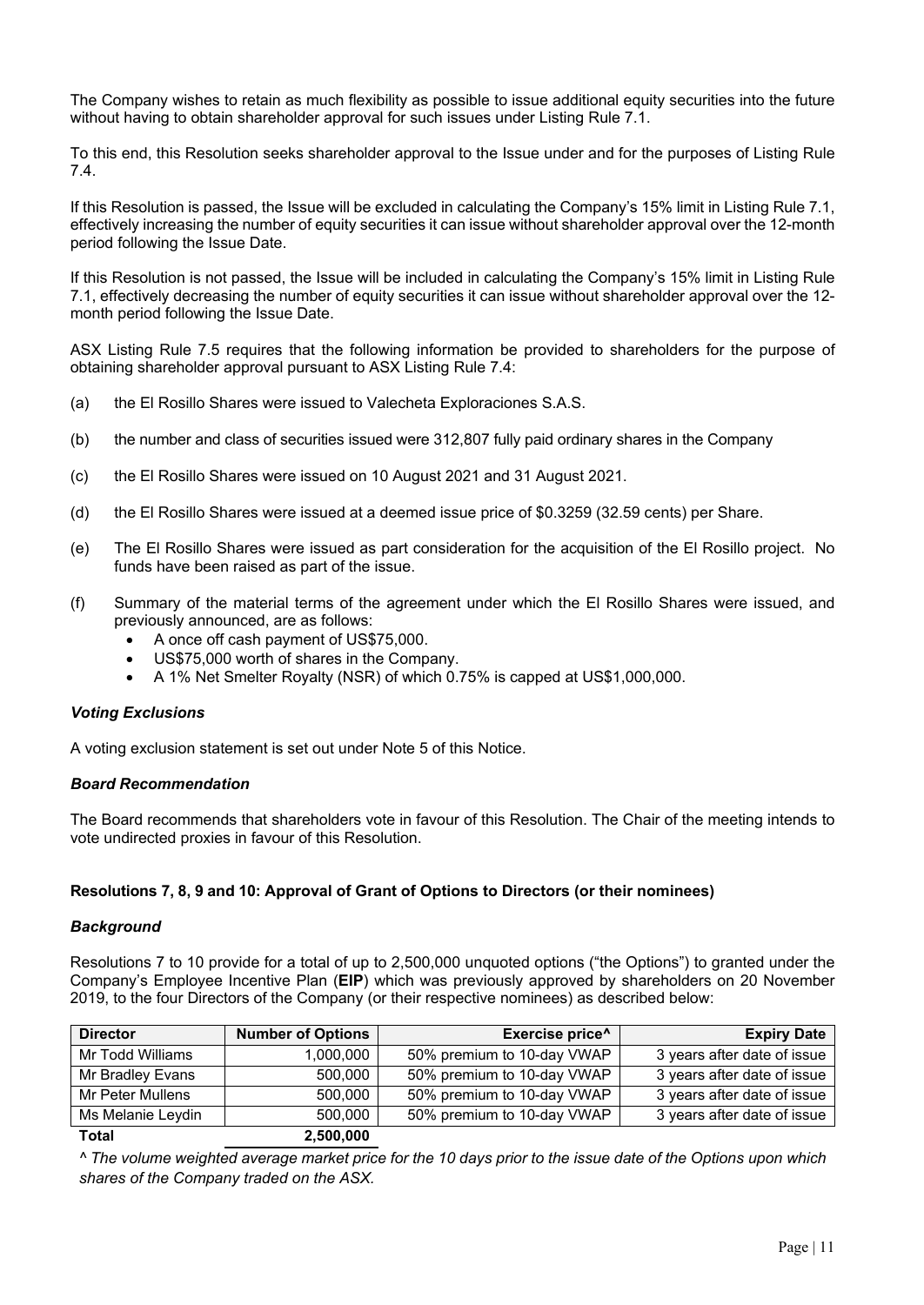The Company wishes to retain as much flexibility as possible to issue additional equity securities into the future without having to obtain shareholder approval for such issues under Listing Rule 7.1.

To this end, this Resolution seeks shareholder approval to the Issue under and for the purposes of Listing Rule 7.4.

If this Resolution is passed, the Issue will be excluded in calculating the Company's 15% limit in Listing Rule 7.1, effectively increasing the number of equity securities it can issue without shareholder approval over the 12-month period following the Issue Date.

If this Resolution is not passed, the Issue will be included in calculating the Company's 15% limit in Listing Rule 7.1, effectively decreasing the number of equity securities it can issue without shareholder approval over the 12-month period following the Issue Date.

ASX Listing Rule 7.5 requires that the following information be provided to shareholders for the purpose of obtaining shareholder approval pursuant to ASX Listing Rule 7.4:

(a) the El Rosillo Shares were issued to Valecheta Exploraciones S.A.S.

(b) the number and class of securities issued were 312,807 fully paid ordinary shares in the Company

(c) the El Rosillo Shares were issued on 10 August 2021 and 31 August 2021.

(d) the El Rosillo Shares were issued at a deemed issue price of $0.3259 (32.59 cents) per Share.

(e) The El Rosillo Shares were issued as part consideration for the acquisition of the El Rosillo project. No funds have been raised as part of the issue.

(f) Summary of the material terms of the agreement under which the El Rosillo Shares were issued, and previously announced, are as follows:
   - A once off cash payment of US$75,000.
   - US$75,000 worth of shares in the Company.
   - A 1% Net Smelter Royalty (NSR) of which 0.75% is capped at US$1,000,000.

***Voting Exclusions***

A voting exclusion statement is set out under Note 5 of this Notice.

***Board Recommendation***

The Board recommends that shareholders vote in favour of this Resolution. The Chair of the meeting intends to vote undirected proxies in favour of this Resolution.

**Resolutions 7, 8, 9 and 10: Approval of Grant of Options to Directors (or their nominees)**

***Background***

Resolutions 7 to 10 provide for a total of up to 2,500,000 unquoted options ("the Options") to granted under the Company's Employee Incentive Plan (**EIP**) which was previously approved by shareholders on 20 November 2019, to the four Directors of the Company (or their respective nominees) as described below:

| Director | Number of Options | Exercise price^ | Expiry Date |
|---|---|---|---|
| Mr Todd Williams | 1,000,000 | 50% premium to 10-day VWAP | 3 years after date of issue |
| Mr Bradley Evans | 500,000 | 50% premium to 10-day VWAP | 3 years after date of issue |
| Mr Peter Mullens | 500,000 | 50% premium to 10-day VWAP | 3 years after date of issue |
| Ms Melanie Leydin | 500,000 | 50% premium to 10-day VWAP | 3 years after date of issue |
| **Total** | **2,500,000** | | |

*^ The volume weighted average market price for the 10 days prior to the issue date of the Options upon which shares of the Company traded on the ASX.*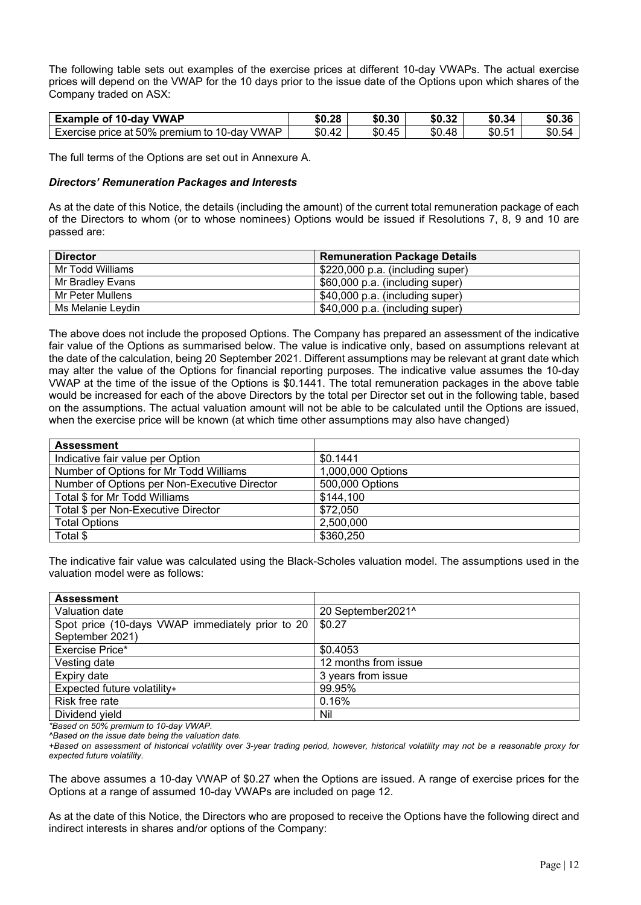The following table sets out examples of the exercise prices at different 10-day VWAPs. The actual exercise prices will depend on the VWAP for the 10 days prior to the issue date of the Options upon which shares of the Company traded on ASX:

| Example of 10-day VWAP | $0.28 | $0.30 | $0.32 | $0.34 | $0.36 |
|---|---|---|---|---|---|
| Exercise price at 50% premium to 10-day VWAP | $0.42 | $0.45 | $0.48 | $0.51 | $0.54 |

The full terms of the Options are set out in Annexure A.

***Directors' Remuneration Packages and Interests***

As at the date of this Notice, the details (including the amount) of the current total remuneration package of each of the Directors to whom (or to whose nominees) Options would be issued if Resolutions 7, 8, 9 and 10 are passed are:

| Director | Remuneration Package Details |
|---|---|
| Mr Todd Williams | $220,000 p.a. (including super) |
| Mr Bradley Evans | $60,000 p.a. (including super) |
| Mr Peter Mullens | $40,000 p.a. (including super) |
| Ms Melanie Leydin | $40,000 p.a. (including super) |

The above does not include the proposed Options. The Company has prepared an assessment of the indicative fair value of the Options as summarised below. The value is indicative only, based on assumptions relevant at the date of the calculation, being 20 September 2021. Different assumptions may be relevant at grant date which may alter the value of the Options for financial reporting purposes. The indicative value assumes the 10-day VWAP at the time of the issue of the Options is $0.1441. The total remuneration packages in the above table would be increased for each of the above Directors by the total per Director set out in the following table, based on the assumptions. The actual valuation amount will not be able to be calculated until the Options are issued, when the exercise price will be known (at which time other assumptions may also have changed)

| Assessment | |
|---|---|
| Indicative fair value per Option | $0.1441 |
| Number of Options for Mr Todd Williams | 1,000,000 Options |
| Number of Options per Non-Executive Director | 500,000 Options |
| Total $ for Mr Todd Williams | $144,100 |
| Total $ per Non-Executive Director | $72,050 |
| Total Options | 2,500,000 |
| Total $ | $360,250 |

The indicative fair value was calculated using the Black-Scholes valuation model. The assumptions used in the valuation model were as follows:

| Assessment | |
|---|---|
| Valuation date | 20 September2021^ |
| Spot price (10-days VWAP immediately prior to 20 September 2021) | $0.27 |
| Exercise Price* | $0.4053 |
| Vesting date | 12 months from issue |
| Expiry date | 3 years from issue |
| Expected future volatility+ | 99.95% |
| Risk free rate | 0.16% |
| Dividend yield | Nil |

*\*Based on 50% premium to 10-day VWAP.*

*^Based on the issue date being the valuation date.*

*+Based on assessment of historical volatility over 3-year trading period, however, historical volatility may not be a reasonable proxy for expected future volatility.*

The above assumes a 10-day VWAP of $0.27 when the Options are issued. A range of exercise prices for the Options at a range of assumed 10-day VWAPs are included on page 12.

As at the date of this Notice, the Directors who are proposed to receive the Options have the following direct and indirect interests in shares and/or options of the Company: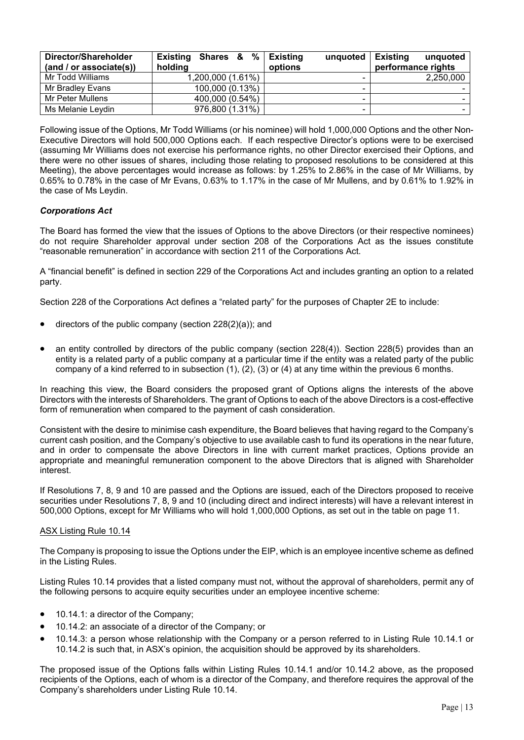| Director/Shareholder (and / or associate(s)) | Existing Shares & % holding | Existing unquoted options | Existing unquoted performance rights |
|---|---|---|---|
| Mr Todd Williams | 1,200,000 (1.61%) | - | 2,250,000 |
| Mr Bradley Evans | 100,000 (0.13%) | - | - |
| Mr Peter Mullens | 400,000 (0.54%) | - | - |
| Ms Melanie Leydin | 976,800 (1.31%) | - | - |

Following issue of the Options, Mr Todd Williams (or his nominee) will hold 1,000,000 Options and the other Non-Executive Directors will hold 500,000 Options each. If each respective Director's options were to be exercised (assuming Mr Williams does not exercise his performance rights, no other Director exercised their Options, and there were no other issues of shares, including those relating to proposed resolutions to be considered at this Meeting), the above percentages would increase as follows: by 1.25% to 2.86% in the case of Mr Williams, by 0.65% to 0.78% in the case of Mr Evans, 0.63% to 1.17% in the case of Mr Mullens, and by 0.61% to 1.92% in the case of Ms Leydin.

### *Corporations Act*

The Board has formed the view that the issues of Options to the above Directors (or their respective nominees) do not require Shareholder approval under section 208 of the Corporations Act as the issues constitute "reasonable remuneration" in accordance with section 211 of the Corporations Act.

A "financial benefit" is defined in section 229 of the Corporations Act and includes granting an option to a related party.

Section 228 of the Corporations Act defines a "related party" for the purposes of Chapter 2E to include:

- directors of the public company (section 228(2)(a)); and
- an entity controlled by directors of the public company (section 228(4)). Section 228(5) provides than an entity is a related party of a public company at a particular time if the entity was a related party of the public company of a kind referred to in subsection (1), (2), (3) or (4) at any time within the previous 6 months.

In reaching this view, the Board considers the proposed grant of Options aligns the interests of the above Directors with the interests of Shareholders. The grant of Options to each of the above Directors is a cost-effective form of remuneration when compared to the payment of cash consideration.

Consistent with the desire to minimise cash expenditure, the Board believes that having regard to the Company's current cash position, and the Company's objective to use available cash to fund its operations in the near future, and in order to compensate the above Directors in line with current market practices, Options provide an appropriate and meaningful remuneration component to the above Directors that is aligned with Shareholder interest.

If Resolutions 7, 8, 9 and 10 are passed and the Options are issued, each of the Directors proposed to receive securities under Resolutions 7, 8, 9 and 10 (including direct and indirect interests) will have a relevant interest in 500,000 Options, except for Mr Williams who will hold 1,000,000 Options, as set out in the table on page 11.

<u>ASX Listing Rule 10.14</u>

The Company is proposing to issue the Options under the EIP, which is an employee incentive scheme as defined in the Listing Rules.

Listing Rules 10.14 provides that a listed company must not, without the approval of shareholders, permit any of the following persons to acquire equity securities under an employee incentive scheme:

- 10.14.1: a director of the Company;
- 10.14.2: an associate of a director of the Company; or
- 10.14.3: a person whose relationship with the Company or a person referred to in Listing Rule 10.14.1 or 10.14.2 is such that, in ASX's opinion, the acquisition should be approved by its shareholders.

The proposed issue of the Options falls within Listing Rules 10.14.1 and/or 10.14.2 above, as the proposed recipients of the Options, each of whom is a director of the Company, and therefore requires the approval of the Company's shareholders under Listing Rule 10.14.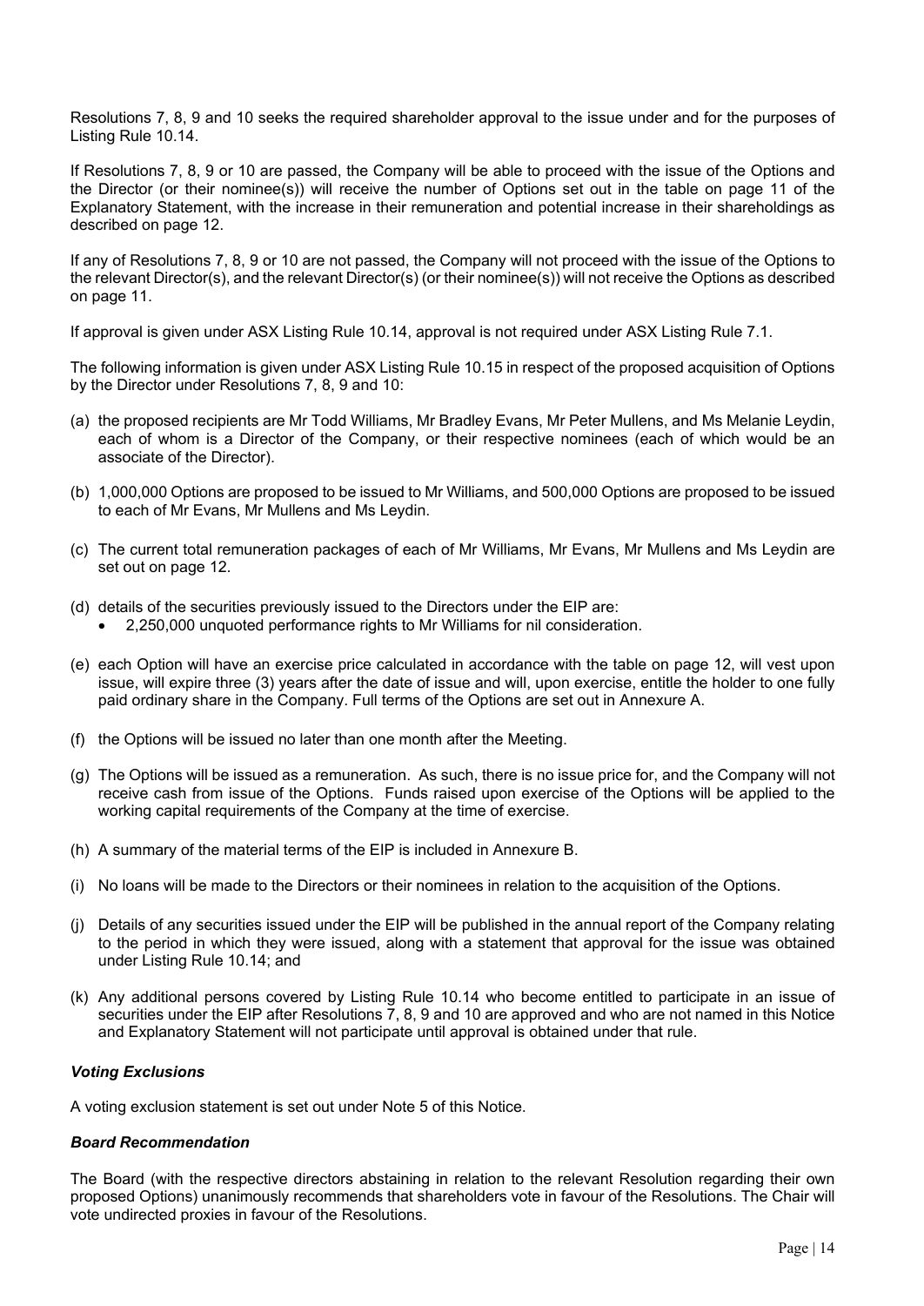Resolutions 7, 8, 9 and 10 seeks the required shareholder approval to the issue under and for the purposes of Listing Rule 10.14.

If Resolutions 7, 8, 9 or 10 are passed, the Company will be able to proceed with the issue of the Options and the Director (or their nominee(s)) will receive the number of Options set out in the table on page 11 of the Explanatory Statement, with the increase in their remuneration and potential increase in their shareholdings as described on page 12.

If any of Resolutions 7, 8, 9 or 10 are not passed, the Company will not proceed with the issue of the Options to the relevant Director(s), and the relevant Director(s) (or their nominee(s)) will not receive the Options as described on page 11.

If approval is given under ASX Listing Rule 10.14, approval is not required under ASX Listing Rule 7.1.

The following information is given under ASX Listing Rule 10.15 in respect of the proposed acquisition of Options by the Director under Resolutions 7, 8, 9 and 10:

(a) the proposed recipients are Mr Todd Williams, Mr Bradley Evans, Mr Peter Mullens, and Ms Melanie Leydin, each of whom is a Director of the Company, or their respective nominees (each of which would be an associate of the Director).

(b) 1,000,000 Options are proposed to be issued to Mr Williams, and 500,000 Options are proposed to be issued to each of Mr Evans, Mr Mullens and Ms Leydin.

(c) The current total remuneration packages of each of Mr Williams, Mr Evans, Mr Mullens and Ms Leydin are set out on page 12.

(d) details of the securities previously issued to the Directors under the EIP are:
- 2,250,000 unquoted performance rights to Mr Williams for nil consideration.

(e) each Option will have an exercise price calculated in accordance with the table on page 12, will vest upon issue, will expire three (3) years after the date of issue and will, upon exercise, entitle the holder to one fully paid ordinary share in the Company. Full terms of the Options are set out in Annexure A.

(f) the Options will be issued no later than one month after the Meeting.

(g) The Options will be issued as a remuneration. As such, there is no issue price for, and the Company will not receive cash from issue of the Options. Funds raised upon exercise of the Options will be applied to the working capital requirements of the Company at the time of exercise.

(h) A summary of the material terms of the EIP is included in Annexure B.

(i) No loans will be made to the Directors or their nominees in relation to the acquisition of the Options.

(j) Details of any securities issued under the EIP will be published in the annual report of the Company relating to the period in which they were issued, along with a statement that approval for the issue was obtained under Listing Rule 10.14; and

(k) Any additional persons covered by Listing Rule 10.14 who become entitled to participate in an issue of securities under the EIP after Resolutions 7, 8, 9 and 10 are approved and who are not named in this Notice and Explanatory Statement will not participate until approval is obtained under that rule.

***Voting Exclusions***

A voting exclusion statement is set out under Note 5 of this Notice.

***Board Recommendation***

The Board (with the respective directors abstaining in relation to the relevant Resolution regarding their own proposed Options) unanimously recommends that shareholders vote in favour of the Resolutions. The Chair will vote undirected proxies in favour of the Resolutions.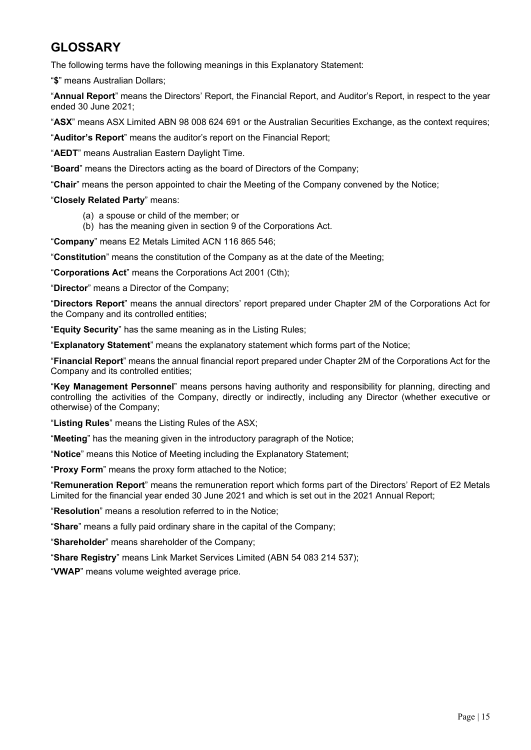# GLOSSARY

The following terms have the following meanings in this Explanatory Statement:

"**$**" means Australian Dollars;

"**Annual Report**" means the Directors' Report, the Financial Report, and Auditor's Report, in respect to the year ended 30 June 2021;

"**ASX**" means ASX Limited ABN 98 008 624 691 or the Australian Securities Exchange, as the context requires;

"**Auditor's Report**" means the auditor's report on the Financial Report;

"**AEDT**" means Australian Eastern Daylight Time.

"**Board**" means the Directors acting as the board of Directors of the Company;

"**Chair**" means the person appointed to chair the Meeting of the Company convened by the Notice;

"**Closely Related Party**" means:

(a) a spouse or child of the member; or
(b) has the meaning given in section 9 of the Corporations Act.

"**Company**" means E2 Metals Limited ACN 116 865 546;

"**Constitution**" means the constitution of the Company as at the date of the Meeting;

"**Corporations Act**" means the Corporations Act 2001 (Cth);

"**Director**" means a Director of the Company;

"**Directors Report**" means the annual directors' report prepared under Chapter 2M of the Corporations Act for the Company and its controlled entities;

"**Equity Security**" has the same meaning as in the Listing Rules;

"**Explanatory Statement**" means the explanatory statement which forms part of the Notice;

"**Financial Report**" means the annual financial report prepared under Chapter 2M of the Corporations Act for the Company and its controlled entities;

"**Key Management Personnel**" means persons having authority and responsibility for planning, directing and controlling the activities of the Company, directly or indirectly, including any Director (whether executive or otherwise) of the Company;

"**Listing Rules**" means the Listing Rules of the ASX;

"**Meeting**" has the meaning given in the introductory paragraph of the Notice;

"**Notice**" means this Notice of Meeting including the Explanatory Statement;

"**Proxy Form**" means the proxy form attached to the Notice;

"**Remuneration Report**" means the remuneration report which forms part of the Directors' Report of E2 Metals Limited for the financial year ended 30 June 2021 and which is set out in the 2021 Annual Report;

"**Resolution**" means a resolution referred to in the Notice;

"**Share**" means a fully paid ordinary share in the capital of the Company;

"**Shareholder**" means shareholder of the Company;

"**Share Registry**" means Link Market Services Limited (ABN 54 083 214 537);

"**VWAP**" means volume weighted average price.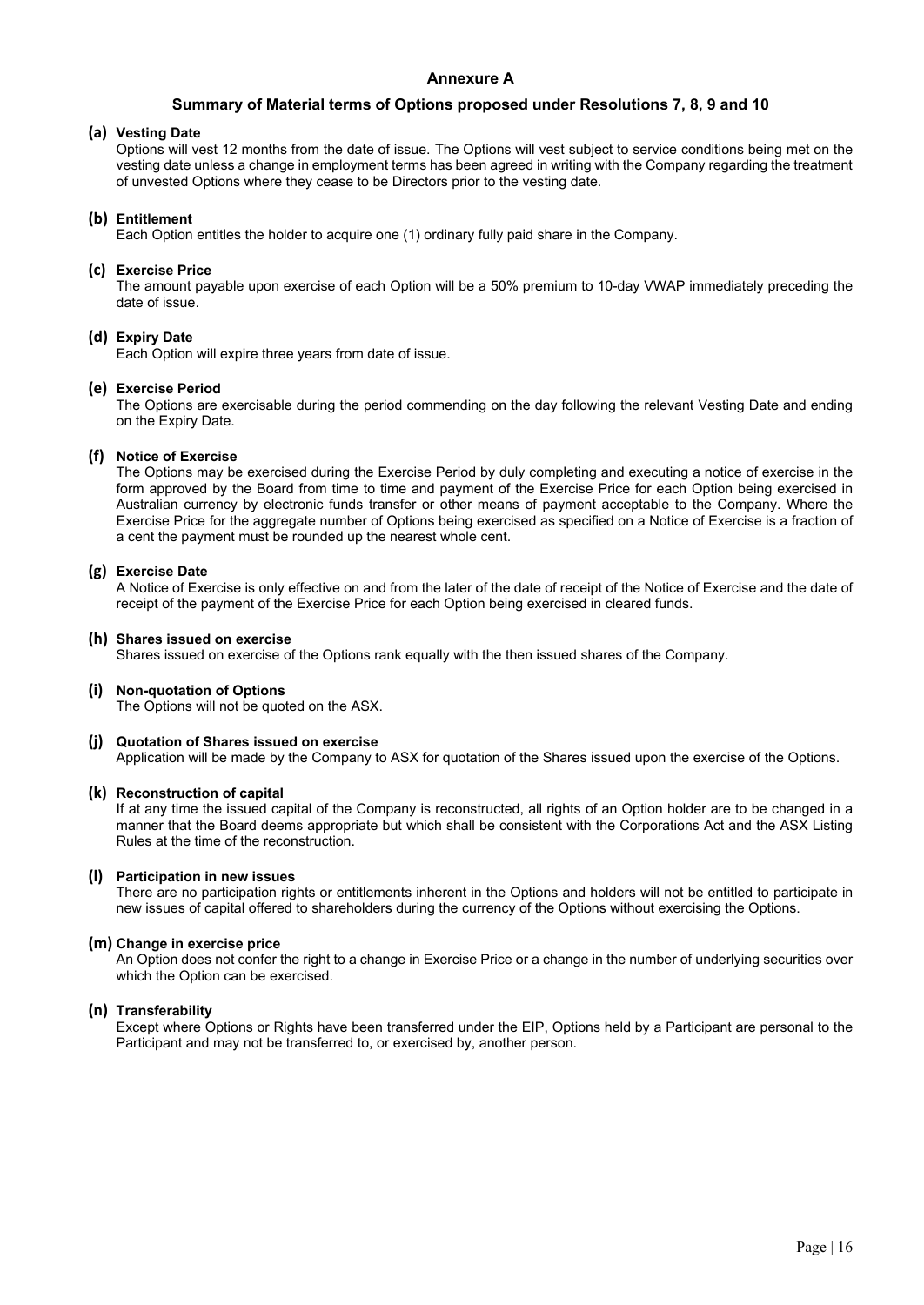# Annexure A

## Summary of Material terms of Options proposed under Resolutions 7, 8, 9 and 10

**(a) Vesting Date**

Options will vest 12 months from the date of issue. The Options will vest subject to service conditions being met on the vesting date unless a change in employment terms has been agreed in writing with the Company regarding the treatment of unvested Options where they cease to be Directors prior to the vesting date.

**(b) Entitlement**

Each Option entitles the holder to acquire one (1) ordinary fully paid share in the Company.

**(c) Exercise Price**

The amount payable upon exercise of each Option will be a 50% premium to 10-day VWAP immediately preceding the date of issue.

**(d) Expiry Date**

Each Option will expire three years from date of issue.

**(e) Exercise Period**

The Options are exercisable during the period commending on the day following the relevant Vesting Date and ending on the Expiry Date.

**(f) Notice of Exercise**

The Options may be exercised during the Exercise Period by duly completing and executing a notice of exercise in the form approved by the Board from time to time and payment of the Exercise Price for each Option being exercised in Australian currency by electronic funds transfer or other means of payment acceptable to the Company. Where the Exercise Price for the aggregate number of Options being exercised as specified on a Notice of Exercise is a fraction of a cent the payment must be rounded up the nearest whole cent.

**(g) Exercise Date**

A Notice of Exercise is only effective on and from the later of the date of receipt of the Notice of Exercise and the date of receipt of the payment of the Exercise Price for each Option being exercised in cleared funds.

**(h) Shares issued on exercise**

Shares issued on exercise of the Options rank equally with the then issued shares of the Company.

**(i) Non-quotation of Options**

The Options will not be quoted on the ASX.

**(j) Quotation of Shares issued on exercise**

Application will be made by the Company to ASX for quotation of the Shares issued upon the exercise of the Options.

**(k) Reconstruction of capital**

If at any time the issued capital of the Company is reconstructed, all rights of an Option holder are to be changed in a manner that the Board deems appropriate but which shall be consistent with the Corporations Act and the ASX Listing Rules at the time of the reconstruction.

**(l) Participation in new issues**

There are no participation rights or entitlements inherent in the Options and holders will not be entitled to participate in new issues of capital offered to shareholders during the currency of the Options without exercising the Options.

**(m) Change in exercise price**

An Option does not confer the right to a change in Exercise Price or a change in the number of underlying securities over which the Option can be exercised.

**(n) Transferability**

Except where Options or Rights have been transferred under the EIP, Options held by a Participant are personal to the Participant and may not be transferred to, or exercised by, another person.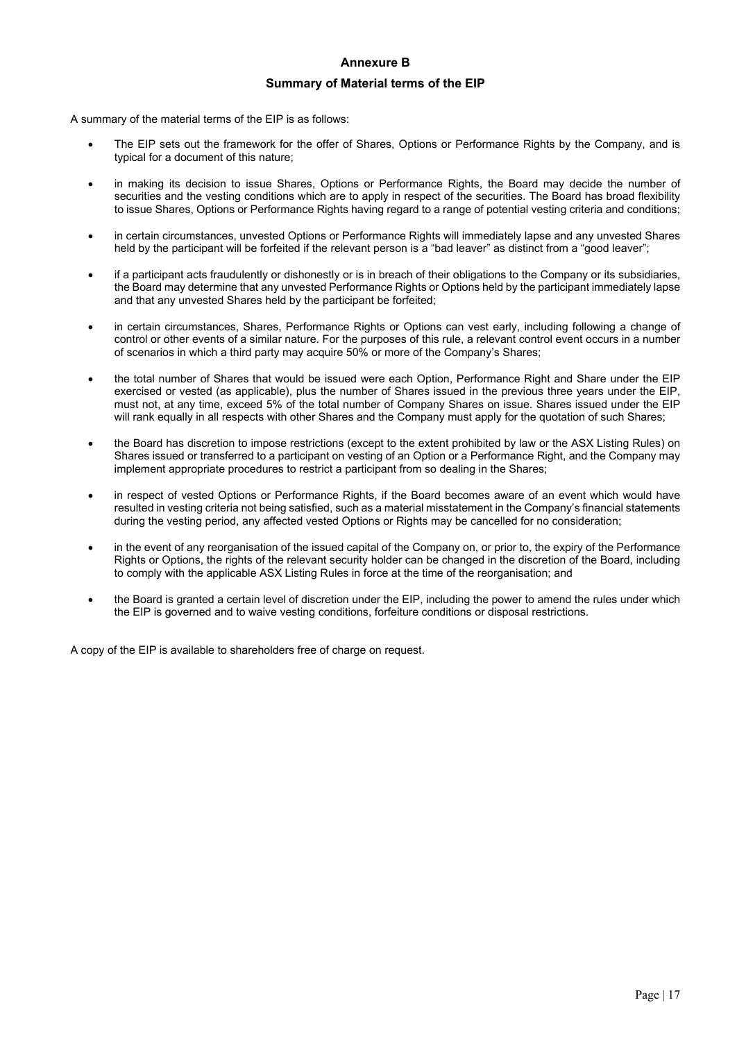## Annexure B

### Summary of Material terms of the EIP

A summary of the material terms of the EIP is as follows:

- The EIP sets out the framework for the offer of Shares, Options or Performance Rights by the Company, and is typical for a document of this nature;
- in making its decision to issue Shares, Options or Performance Rights, the Board may decide the number of securities and the vesting conditions which are to apply in respect of the securities. The Board has broad flexibility to issue Shares, Options or Performance Rights having regard to a range of potential vesting criteria and conditions;
- in certain circumstances, unvested Options or Performance Rights will immediately lapse and any unvested Shares held by the participant will be forfeited if the relevant person is a "bad leaver" as distinct from a "good leaver";
- if a participant acts fraudulently or dishonestly or is in breach of their obligations to the Company or its subsidiaries, the Board may determine that any unvested Performance Rights or Options held by the participant immediately lapse and that any unvested Shares held by the participant be forfeited;
- in certain circumstances, Shares, Performance Rights or Options can vest early, including following a change of control or other events of a similar nature. For the purposes of this rule, a relevant control event occurs in a number of scenarios in which a third party may acquire 50% or more of the Company's Shares;
- the total number of Shares that would be issued were each Option, Performance Right and Share under the EIP exercised or vested (as applicable), plus the number of Shares issued in the previous three years under the EIP, must not, at any time, exceed 5% of the total number of Company Shares on issue. Shares issued under the EIP will rank equally in all respects with other Shares and the Company must apply for the quotation of such Shares;
- the Board has discretion to impose restrictions (except to the extent prohibited by law or the ASX Listing Rules) on Shares issued or transferred to a participant on vesting of an Option or a Performance Right, and the Company may implement appropriate procedures to restrict a participant from so dealing in the Shares;
- in respect of vested Options or Performance Rights, if the Board becomes aware of an event which would have resulted in vesting criteria not being satisfied, such as a material misstatement in the Company's financial statements during the vesting period, any affected vested Options or Rights may be cancelled for no consideration;
- in the event of any reorganisation of the issued capital of the Company on, or prior to, the expiry of the Performance Rights or Options, the rights of the relevant security holder can be changed in the discretion of the Board, including to comply with the applicable ASX Listing Rules in force at the time of the reorganisation; and
- the Board is granted a certain level of discretion under the EIP, including the power to amend the rules under which the EIP is governed and to waive vesting conditions, forfeiture conditions or disposal restrictions.

A copy of the EIP is available to shareholders free of charge on request.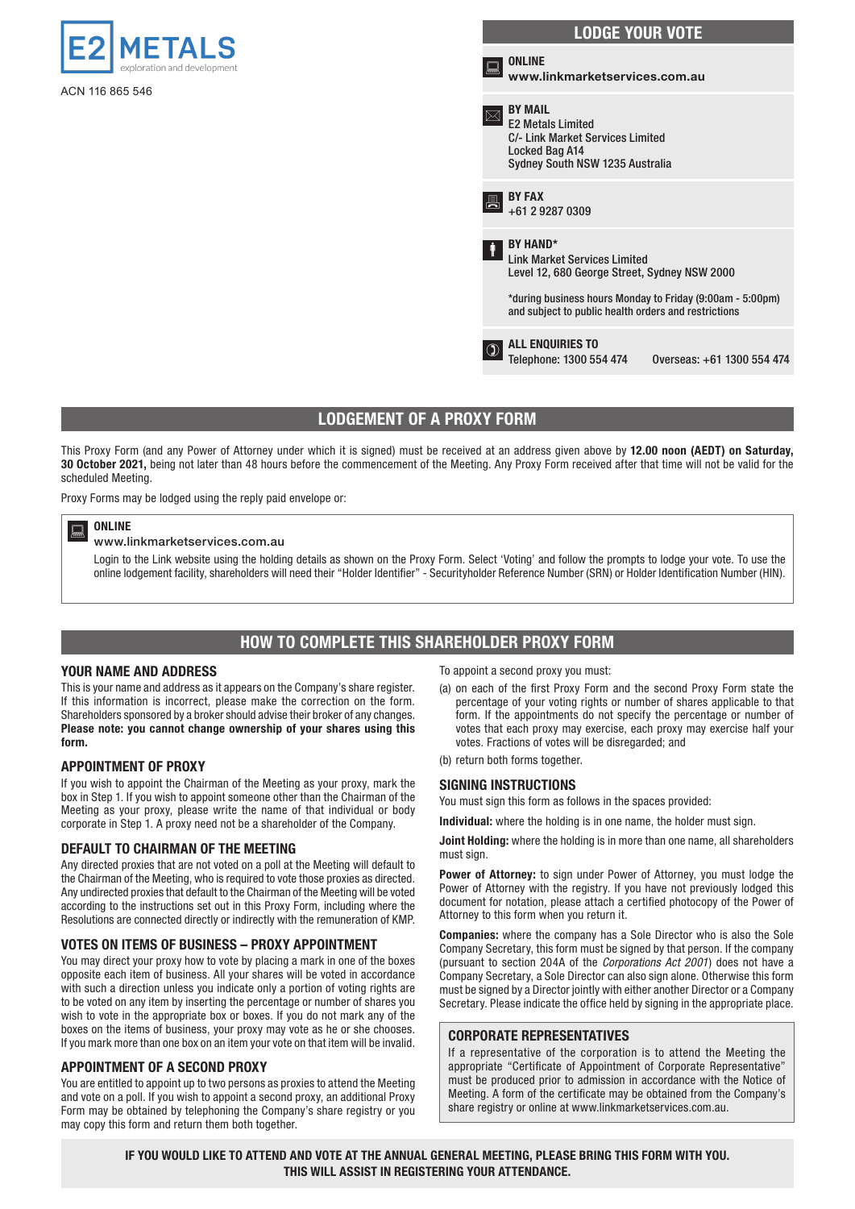**E2 METALS**
exploration and development

ACN 116 865 546

## LODGE YOUR VOTE

**ONLINE**
**www.linkmarketservices.com.au**

**BY MAIL**
E2 Metals Limited
C/- Link Market Services Limited
Locked Bag A14
Sydney South NSW 1235 Australia

**BY FAX**
+61 2 9287 0309

**BY HAND***
Link Market Services Limited
Level 12, 680 George Street, Sydney NSW 2000

*during business hours Monday to Friday (9:00am - 5:00pm) and subject to public health orders and restrictions

**ALL ENQUIRIES TO**
Telephone: 1300 554 474 Overseas: +61 1300 554 474

## LODGEMENT OF A PROXY FORM

This Proxy Form (and any Power of Attorney under which it is signed) must be received at an address given above by **12.00 noon (AEDT) on Saturday, 30 October 2021,** being not later than 48 hours before the commencement of the Meeting. Any Proxy Form received after that time will not be valid for the scheduled Meeting.

Proxy Forms may be lodged using the reply paid envelope or:

**ONLINE**
www.linkmarketservices.com.au

Login to the Link website using the holding details as shown on the Proxy Form. Select 'Voting' and follow the prompts to lodge your vote. To use the online lodgement facility, shareholders will need their "Holder Identifier" - Securityholder Reference Number (SRN) or Holder Identification Number (HIN).

## HOW TO COMPLETE THIS SHAREHOLDER PROXY FORM

### YOUR NAME AND ADDRESS

This is your name and address as it appears on the Company's share register. If this information is incorrect, please make the correction on the form. Shareholders sponsored by a broker should advise their broker of any changes. **Please note: you cannot change ownership of your shares using this form.**

### APPOINTMENT OF PROXY

If you wish to appoint the Chairman of the Meeting as your proxy, mark the box in Step 1. If you wish to appoint someone other than the Chairman of the Meeting as your proxy, please write the name of that individual or body corporate in Step 1. A proxy need not be a shareholder of the Company.

### DEFAULT TO CHAIRMAN OF THE MEETING

Any directed proxies that are not voted on a poll at the Meeting will default to the Chairman of the Meeting, who is required to vote those proxies as directed. Any undirected proxies that default to the Chairman of the Meeting will be voted according to the instructions set out in this Proxy Form, including where the Resolutions are connected directly or indirectly with the remuneration of KMP.

### VOTES ON ITEMS OF BUSINESS – PROXY APPOINTMENT

You may direct your proxy how to vote by placing a mark in one of the boxes opposite each item of business. All your shares will be voted in accordance with such a direction unless you indicate only a portion of voting rights are to be voted on any item by inserting the percentage or number of shares you wish to vote in the appropriate box or boxes. If you do not mark any of the boxes on the items of business, your proxy may vote as he or she chooses. If you mark more than one box on an item your vote on that item will be invalid.

### APPOINTMENT OF A SECOND PROXY

You are entitled to appoint up to two persons as proxies to attend the Meeting and vote on a poll. If you wish to appoint a second proxy, an additional Proxy Form may be obtained by telephoning the Company's share registry or you may copy this form and return them both together.

To appoint a second proxy you must:

(a) on each of the first Proxy Form and the second Proxy Form state the percentage of your voting rights or number of shares applicable to that form. If the appointments do not specify the percentage or number of votes that each proxy may exercise, each proxy may exercise half your votes. Fractions of votes will be disregarded; and

(b) return both forms together.

### SIGNING INSTRUCTIONS

You must sign this form as follows in the spaces provided:

**Individual:** where the holding is in one name, the holder must sign.

**Joint Holding:** where the holding is in more than one name, all shareholders must sign.

**Power of Attorney:** to sign under Power of Attorney, you must lodge the Power of Attorney with the registry. If you have not previously lodged this document for notation, please attach a certified photocopy of the Power of Attorney to this form when you return it.

**Companies:** where the company has a Sole Director who is also the Sole Company Secretary, this form must be signed by that person. If the company (pursuant to section 204A of the *Corporations Act 2001*) does not have a Company Secretary, a Sole Director can also sign alone. Otherwise this form must be signed by a Director jointly with either another Director or a Company Secretary. Please indicate the office held by signing in the appropriate place.

### CORPORATE REPRESENTATIVES

If a representative of the corporation is to attend the Meeting the appropriate "Certificate of Appointment of Corporate Representative" must be produced prior to admission in accordance with the Notice of Meeting. A form of the certificate may be obtained from the Company's share registry or online at www.linkmarketservices.com.au.

**IF YOU WOULD LIKE TO ATTEND AND VOTE AT THE ANNUAL GENERAL MEETING, PLEASE BRING THIS FORM WITH YOU. THIS WILL ASSIST IN REGISTERING YOUR ATTENDANCE.**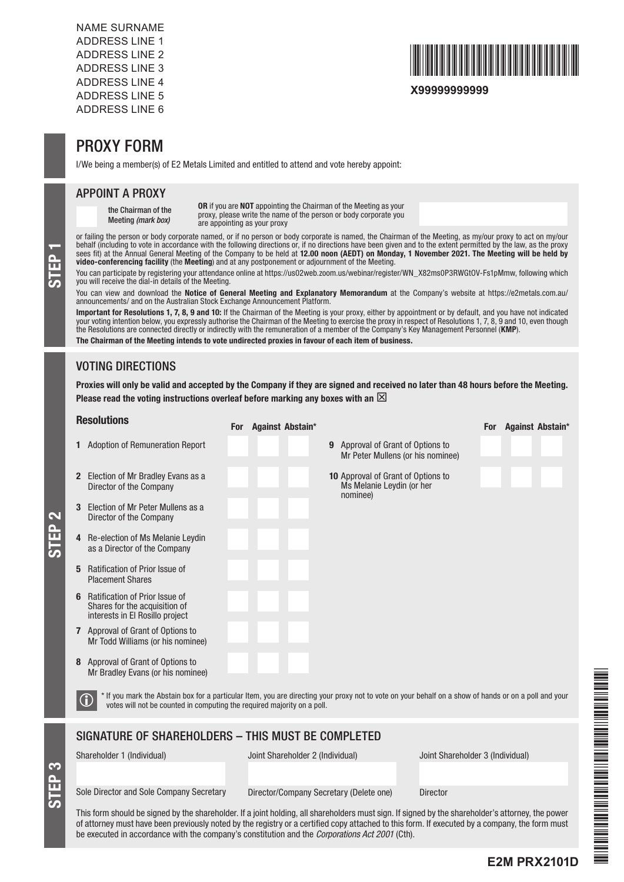NAME SURNAME
ADDRESS LINE 1
ADDRESS LINE 2
ADDRESS LINE 3
ADDRESS LINE 4
ADDRESS LINE 5
ADDRESS LINE 6

X99999999999

# PROXY FORM

I/We being a member(s) of E2 Metals Limited and entitled to attend and vote hereby appoint:

## STEP 1

### APPOINT A PROXY

the Chairman of the Meeting *(mark box)*

**OR** if you are **NOT** appointing the Chairman of the Meeting as your proxy, please write the name of the person or body corporate you are appointing as your proxy

or failing the person or body corporate named, or if no person or body corporate is named, the Chairman of the Meeting, as my/our proxy to act on my/our behalf (including to vote in accordance with the following directions or, if no directions have been given and to the extent permitted by the law, as the proxy sees fit) at the Annual General Meeting of the Company to be held at **12.00 noon (AEDT) on Monday, 1 November 2021. The Meeting will be held by video-conferencing facility** (the **Meeting**) and at any postponement or adjournment of the Meeting.

You can participate by registering your attendance online at https://us02web.zoom.us/webinar/register/WN_X82ms0P3RWGtOV-Fs1pMmw, following which you will receive the dial-in details of the Meeting.

You can view and download the **Notice of General Meeting and Explanatory Memorandum** at the Company's website at https://e2metals.com.au/announcements/ and on the Australian Stock Exchange Announcement Platform.

**Important for Resolutions 1, 7, 8, 9 and 10:** If the Chairman of the Meeting is your proxy, either by appointment or by default, and you have not indicated your voting intention below, you expressly authorise the Chairman of the Meeting to exercise the proxy in respect of Resolutions 1, 7, 8, 9 and 10, even though the Resolutions are connected directly or indirectly with the remuneration of a member of the Company's Key Management Personnel (**KMP**).

**The Chairman of the Meeting intends to vote undirected proxies in favour of each item of business.**

## STEP 2

### VOTING DIRECTIONS

**Proxies will only be valid and accepted by the Company if they are signed and received no later than 48 hours before the Meeting.**
**Please read the voting instructions overleaf before marking any boxes with an ☒**

**Resolutions**

| Resolutions | For | Against | Abstain* |
|---|---|---|---|
| 1 Adoption of Remuneration Report | | | |
| 2 Election of Mr Bradley Evans as a Director of the Company | | | |
| 3 Election of Mr Peter Mullens as a Director of the Company | | | |
| 4 Re-election of Ms Melanie Leydin as a Director of the Company | | | |
| 5 Ratification of Prior Issue of Placement Shares | | | |
| 6 Ratification of Prior Issue of Shares for the acquisition of interests in El Rosillo project | | | |
| 7 Approval of Grant of Options to Mr Todd Williams (or his nominee) | | | |
| 8 Approval of Grant of Options to Mr Bradley Evans (or his nominee) | | | |
| 9 Approval of Grant of Options to Mr Peter Mullens (or his nominee) | | | |
| 10 Approval of Grant of Options to Ms Melanie Leydin (or her nominee) | | | |

\* If you mark the Abstain box for a particular Item, you are directing your proxy not to vote on your behalf on a show of hands or on a poll and your votes will not be counted in computing the required majority on a poll.

## STEP 3

### SIGNATURE OF SHAREHOLDERS – THIS MUST BE COMPLETED

| Shareholder 1 (Individual) | Joint Shareholder 2 (Individual) | Joint Shareholder 3 (Individual) |
|---|---|---|
| | | |
| Sole Director and Sole Company Secretary | Director/Company Secretary (Delete one) | Director |

This form should be signed by the shareholder. If a joint holding, all shareholders must sign. If signed by the shareholder's attorney, the power of attorney must have been previously noted by the registry or a certified copy attached to this form. If executed by a company, the form must be executed in accordance with the company's constitution and the *Corporations Act 2001* (Cth).

**E2M PRX2101D**